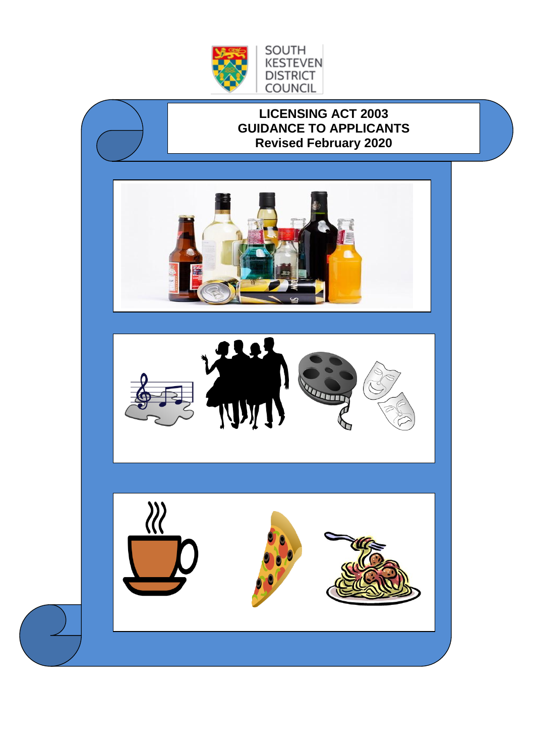SOUTH KESTEVEN DISTRICT COUNCIL

# LICENSING ACT 2003
# GUIDANCE TO APPLICANTS
# Revised February 2020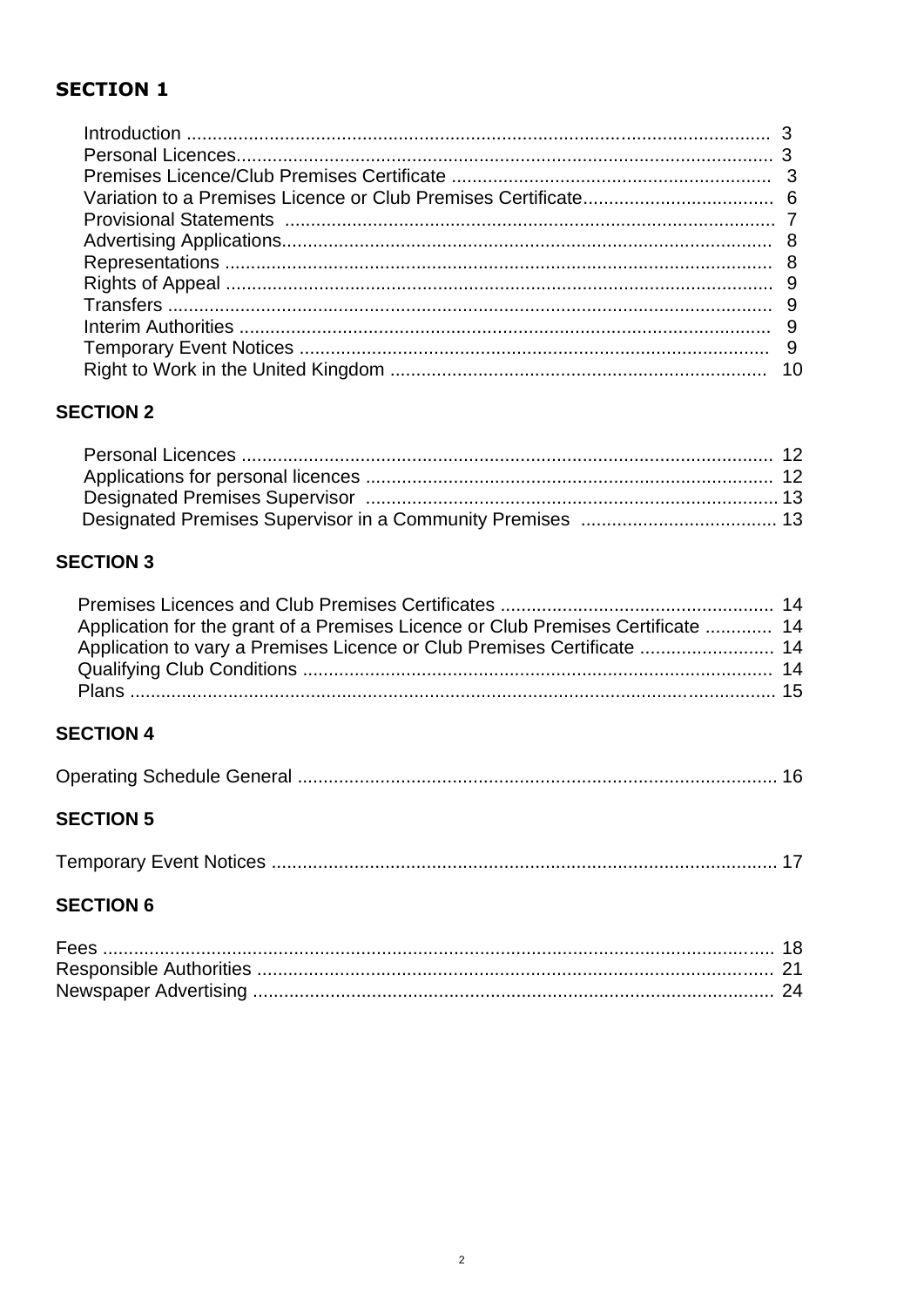## SECTION 1

| | |
|---|---|
| Introduction | 3 |
| Personal Licences | 3 |
| Premises Licence/Club Premises Certificate | 3 |
| Variation to a Premises Licence or Club Premises Certificate | 6 |
| Provisional Statements | 7 |
| Advertising Applications | 8 |
| Representations | 8 |
| Rights of Appeal | 9 |
| Transfers | 9 |
| Interim Authorities | 9 |
| Temporary Event Notices | 9 |
| Right to Work in the United Kingdom | 10 |

## SECTION 2

| | |
|---|---|
| Personal Licences | 12 |
| Applications for personal licences | 12 |
| Designated Premises Supervisor | 13 |
| Designated Premises Supervisor in a Community Premises | 13 |

## SECTION 3

| | |
|---|---|
| Premises Licences and Club Premises Certificates | 14 |
| Application for the grant of a Premises Licence or Club Premises Certificate | 14 |
| Application to vary a Premises Licence or Club Premises Certificate | 14 |
| Qualifying Club Conditions | 14 |
| Plans | 15 |

## SECTION 4

| | |
|---|---|
| Operating Schedule General | 16 |

## SECTION 5

| | |
|---|---|
| Temporary Event Notices | 17 |

## SECTION 6

| | |
|---|---|
| Fees | 18 |
| Responsible Authorities | 21 |
| Newspaper Advertising | 24 |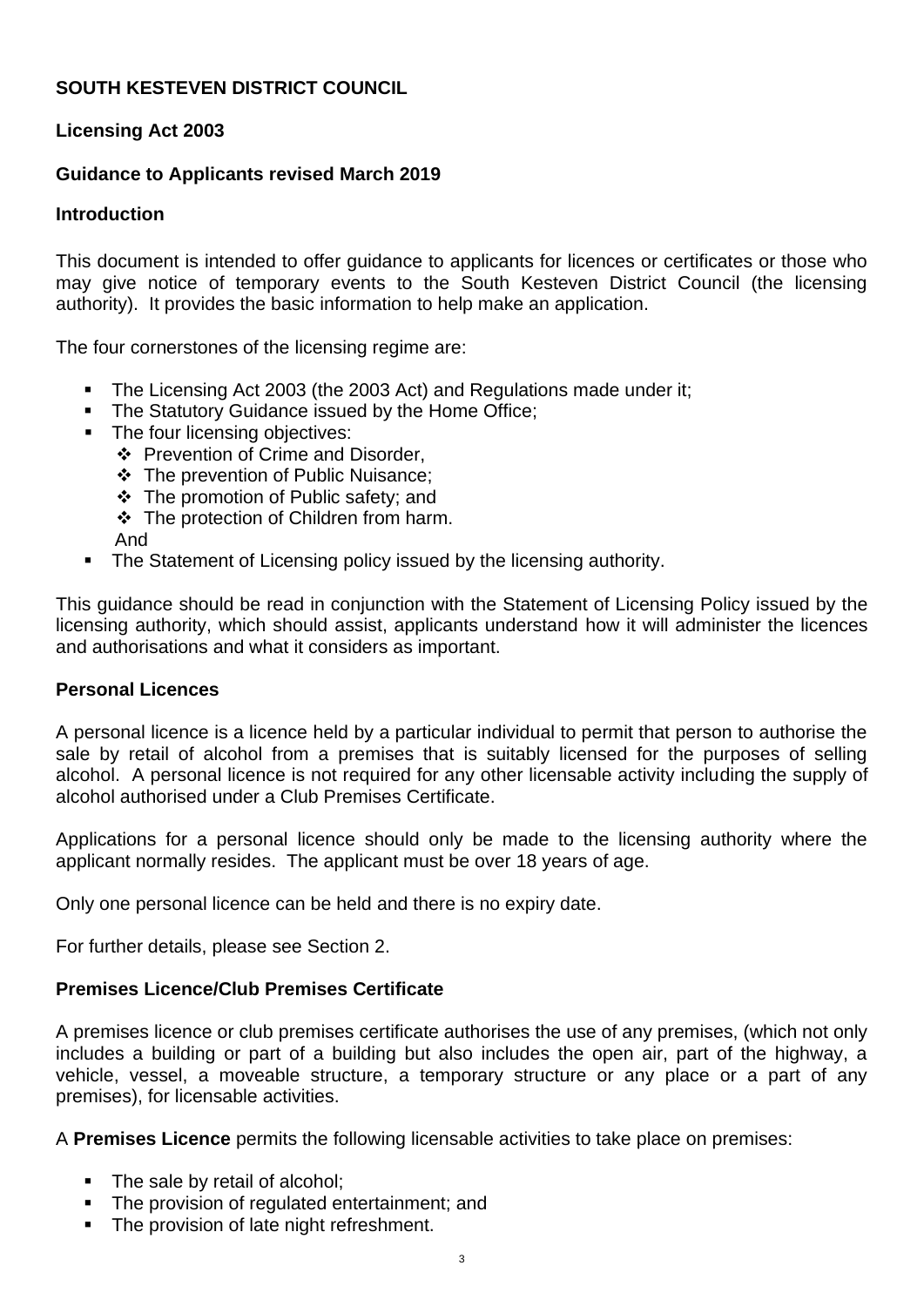**SOUTH KESTEVEN DISTRICT COUNCIL**

**Licensing Act 2003**

**Guidance to Applicants revised March 2019**

**Introduction**

This document is intended to offer guidance to applicants for licences or certificates or those who may give notice of temporary events to the South Kesteven District Council (the licensing authority). It provides the basic information to help make an application.

The four cornerstones of the licensing regime are:

- The Licensing Act 2003 (the 2003 Act) and Regulations made under it;
- The Statutory Guidance issued by the Home Office;
- The four licensing objectives:
  - Prevention of Crime and Disorder,
  - The prevention of Public Nuisance;
  - The promotion of Public safety; and
  - The protection of Children from harm.

  And
- The Statement of Licensing policy issued by the licensing authority.

This guidance should be read in conjunction with the Statement of Licensing Policy issued by the licensing authority, which should assist, applicants understand how it will administer the licences and authorisations and what it considers as important.

**Personal Licences**

A personal licence is a licence held by a particular individual to permit that person to authorise the sale by retail of alcohol from a premises that is suitably licensed for the purposes of selling alcohol. A personal licence is not required for any other licensable activity including the supply of alcohol authorised under a Club Premises Certificate.

Applications for a personal licence should only be made to the licensing authority where the applicant normally resides. The applicant must be over 18 years of age.

Only one personal licence can be held and there is no expiry date.

For further details, please see Section 2.

**Premises Licence/Club Premises Certificate**

A premises licence or club premises certificate authorises the use of any premises, (which not only includes a building or part of a building but also includes the open air, part of the highway, a vehicle, vessel, a moveable structure, a temporary structure or any place or a part of any premises), for licensable activities.

A **Premises Licence** permits the following licensable activities to take place on premises:

- The sale by retail of alcohol;
- The provision of regulated entertainment; and
- The provision of late night refreshment.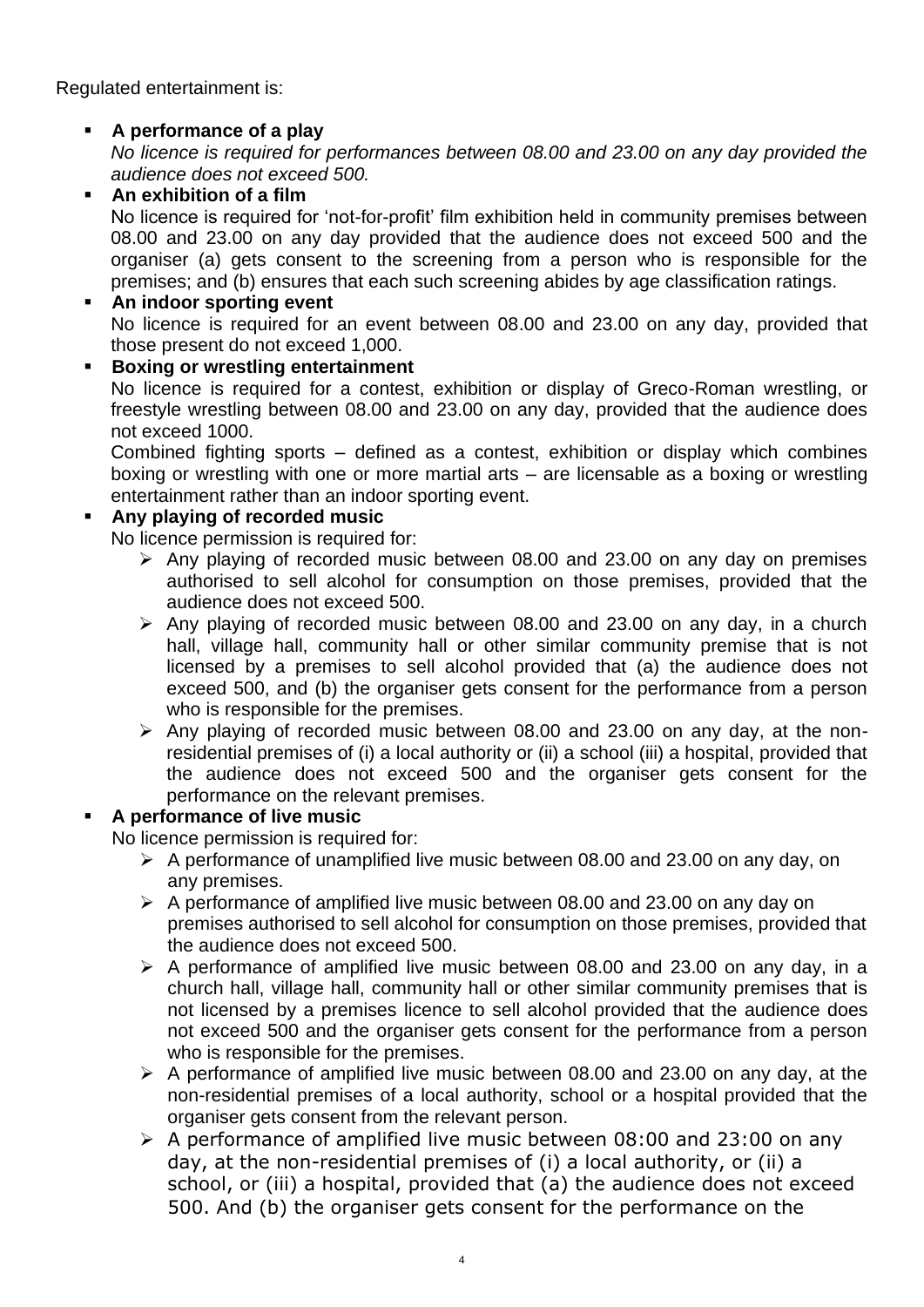Regulated entertainment is:

- **A performance of a play**
  *No licence is required for performances between 08.00 and 23.00 on any day provided the audience does not exceed 500.*
- **An exhibition of a film**
  No licence is required for 'not-for-profit' film exhibition held in community premises between 08.00 and 23.00 on any day provided that the audience does not exceed 500 and the organiser (a) gets consent to the screening from a person who is responsible for the premises; and (b) ensures that each such screening abides by age classification ratings.
- **An indoor sporting event**
  No licence is required for an event between 08.00 and 23.00 on any day, provided that those present do not exceed 1,000.
- **Boxing or wrestling entertainment**
  No licence is required for a contest, exhibition or display of Greco-Roman wrestling, or freestyle wrestling between 08.00 and 23.00 on any day, provided that the audience does not exceed 1000.
  Combined fighting sports – defined as a contest, exhibition or display which combines boxing or wrestling with one or more martial arts – are licensable as a boxing or wrestling entertainment rather than an indoor sporting event.
- **Any playing of recorded music**
  No licence permission is required for:
  - Any playing of recorded music between 08.00 and 23.00 on any day on premises authorised to sell alcohol for consumption on those premises, provided that the audience does not exceed 500.
  - Any playing of recorded music between 08.00 and 23.00 on any day, in a church hall, village hall, community hall or other similar community premise that is not licensed by a premises to sell alcohol provided that (a) the audience does not exceed 500, and (b) the organiser gets consent for the performance from a person who is responsible for the premises.
  - Any playing of recorded music between 08.00 and 23.00 on any day, at the non-residential premises of (i) a local authority or (ii) a school (iii) a hospital, provided that the audience does not exceed 500 and the organiser gets consent for the performance on the relevant premises.
- **A performance of live music**
  No licence permission is required for:
  - A performance of unamplified live music between 08.00 and 23.00 on any day, on any premises.
  - A performance of amplified live music between 08.00 and 23.00 on any day on premises authorised to sell alcohol for consumption on those premises, provided that the audience does not exceed 500.
  - A performance of amplified live music between 08.00 and 23.00 on any day, in a church hall, village hall, community hall or other similar community premises that is not licensed by a premises licence to sell alcohol provided that the audience does not exceed 500 and the organiser gets consent for the performance from a person who is responsible for the premises.
  - A performance of amplified live music between 08.00 and 23.00 on any day, at the non-residential premises of a local authority, school or a hospital provided that the organiser gets consent from the relevant person.
  - A performance of amplified live music between 08:00 and 23:00 on any day, at the non-residential premises of (i) a local authority, or (ii) a school, or (iii) a hospital, provided that (a) the audience does not exceed 500. And (b) the organiser gets consent for the performance on the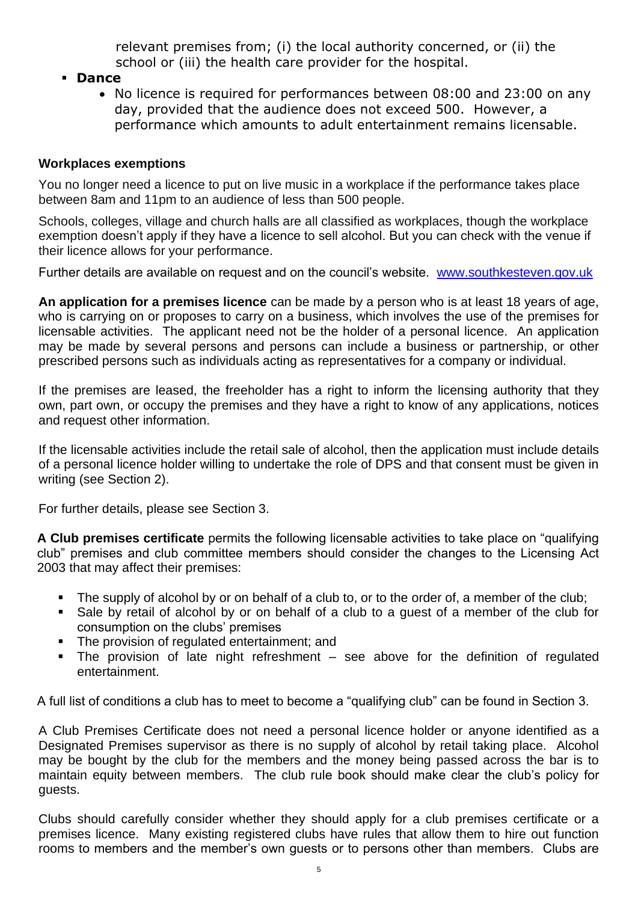relevant premises from; (i) the local authority concerned, or (ii) the school or (iii) the health care provider for the hospital.

- **Dance**
  - No licence is required for performances between 08:00 and 23:00 on any day, provided that the audience does not exceed 500. However, a performance which amounts to adult entertainment remains licensable.

**Workplaces exemptions**

You no longer need a licence to put on live music in a workplace if the performance takes place between 8am and 11pm to an audience of less than 500 people.

Schools, colleges, village and church halls are all classified as workplaces, though the workplace exemption doesn't apply if they have a licence to sell alcohol. But you can check with the venue if their licence allows for your performance.

Further details are available on request and on the council's website. www.southkesteven.gov.uk

**An application for a premises licence** can be made by a person who is at least 18 years of age, who is carrying on or proposes to carry on a business, which involves the use of the premises for licensable activities. The applicant need not be the holder of a personal licence. An application may be made by several persons and persons can include a business or partnership, or other prescribed persons such as individuals acting as representatives for a company or individual.

If the premises are leased, the freeholder has a right to inform the licensing authority that they own, part own, or occupy the premises and they have a right to know of any applications, notices and request other information.

If the licensable activities include the retail sale of alcohol, then the application must include details of a personal licence holder willing to undertake the role of DPS and that consent must be given in writing (see Section 2).

For further details, please see Section 3.

**A Club premises certificate** permits the following licensable activities to take place on "qualifying club" premises and club committee members should consider the changes to the Licensing Act 2003 that may affect their premises:

- The supply of alcohol by or on behalf of a club to, or to the order of, a member of the club;
- Sale by retail of alcohol by or on behalf of a club to a guest of a member of the club for consumption on the clubs' premises
- The provision of regulated entertainment; and
- The provision of late night refreshment – see above for the definition of regulated entertainment.

A full list of conditions a club has to meet to become a "qualifying club" can be found in Section 3.

A Club Premises Certificate does not need a personal licence holder or anyone identified as a Designated Premises supervisor as there is no supply of alcohol by retail taking place. Alcohol may be bought by the club for the members and the money being passed across the bar is to maintain equity between members. The club rule book should make clear the club's policy for guests.

Clubs should carefully consider whether they should apply for a club premises certificate or a premises licence. Many existing registered clubs have rules that allow them to hire out function rooms to members and the member's own guests or to persons other than members. Clubs are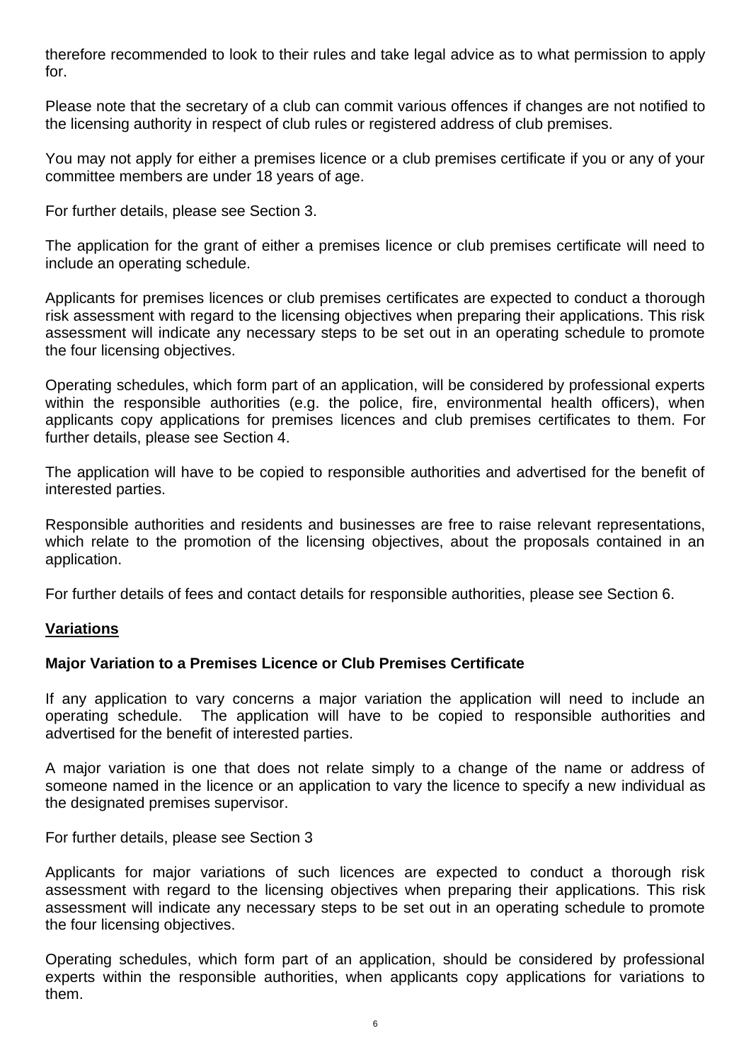therefore recommended to look to their rules and take legal advice as to what permission to apply for.

Please note that the secretary of a club can commit various offences if changes are not notified to the licensing authority in respect of club rules or registered address of club premises.

You may not apply for either a premises licence or a club premises certificate if you or any of your committee members are under 18 years of age.

For further details, please see Section 3.

The application for the grant of either a premises licence or club premises certificate will need to include an operating schedule.

Applicants for premises licences or club premises certificates are expected to conduct a thorough risk assessment with regard to the licensing objectives when preparing their applications. This risk assessment will indicate any necessary steps to be set out in an operating schedule to promote the four licensing objectives.

Operating schedules, which form part of an application, will be considered by professional experts within the responsible authorities (e.g. the police, fire, environmental health officers), when applicants copy applications for premises licences and club premises certificates to them. For further details, please see Section 4.

The application will have to be copied to responsible authorities and advertised for the benefit of interested parties.

Responsible authorities and residents and businesses are free to raise relevant representations, which relate to the promotion of the licensing objectives, about the proposals contained in an application.

For further details of fees and contact details for responsible authorities, please see Section 6.

## Variations

### Major Variation to a Premises Licence or Club Premises Certificate

If any application to vary concerns a major variation the application will need to include an operating schedule. The application will have to be copied to responsible authorities and advertised for the benefit of interested parties.

A major variation is one that does not relate simply to a change of the name or address of someone named in the licence or an application to vary the licence to specify a new individual as the designated premises supervisor.

For further details, please see Section 3

Applicants for major variations of such licences are expected to conduct a thorough risk assessment with regard to the licensing objectives when preparing their applications. This risk assessment will indicate any necessary steps to be set out in an operating schedule to promote the four licensing objectives.

Operating schedules, which form part of an application, should be considered by professional experts within the responsible authorities, when applicants copy applications for variations to them.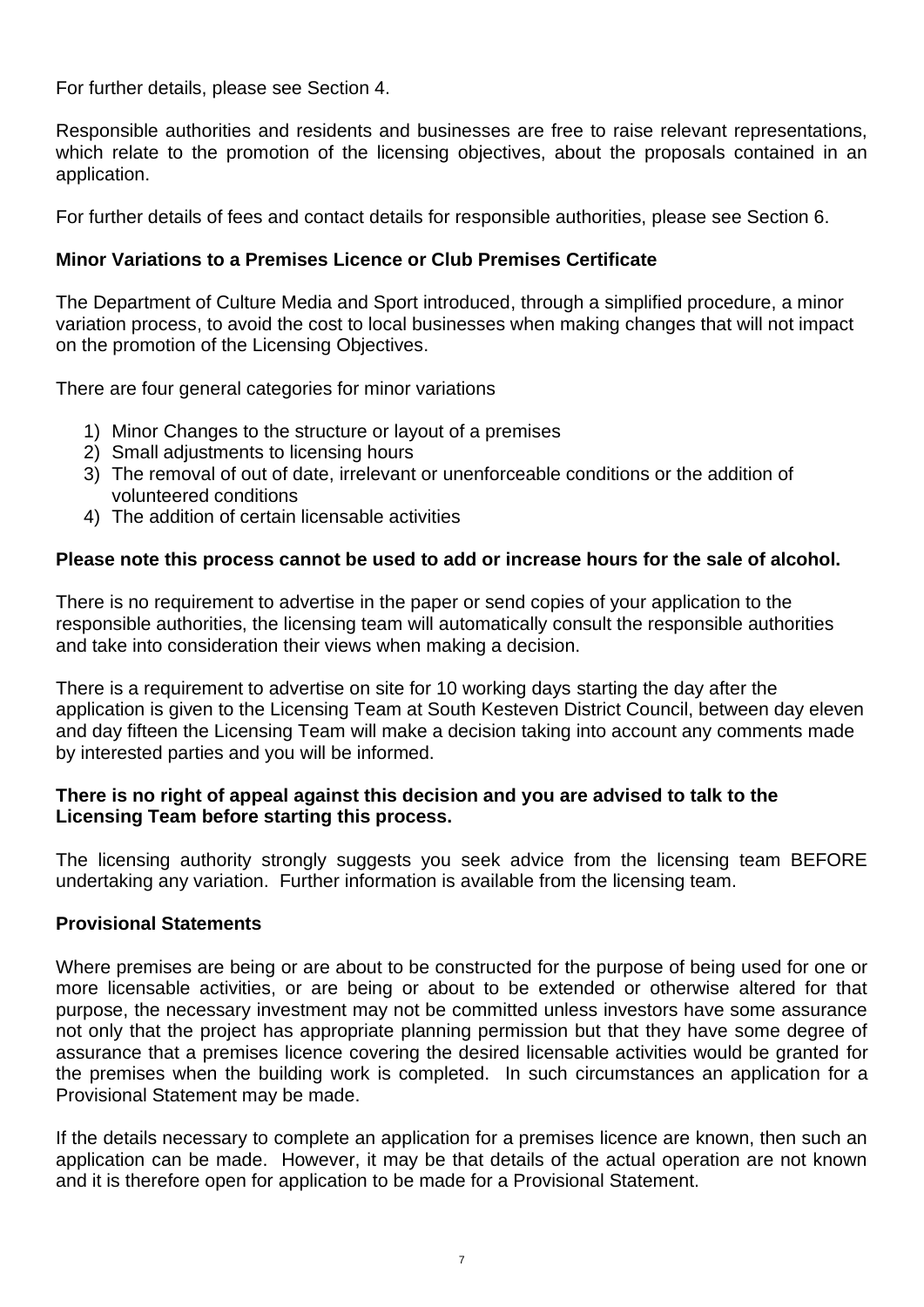For further details, please see Section 4.

Responsible authorities and residents and businesses are free to raise relevant representations, which relate to the promotion of the licensing objectives, about the proposals contained in an application.

For further details of fees and contact details for responsible authorities, please see Section 6.

**Minor Variations to a Premises Licence or Club Premises Certificate**

The Department of Culture Media and Sport introduced, through a simplified procedure, a minor variation process, to avoid the cost to local businesses when making changes that will not impact on the promotion of the Licensing Objectives.

There are four general categories for minor variations

1) Minor Changes to the structure or layout of a premises
2) Small adjustments to licensing hours
3) The removal of out of date, irrelevant or unenforceable conditions or the addition of volunteered conditions
4) The addition of certain licensable activities

**Please note this process cannot be used to add or increase hours for the sale of alcohol.**

There is no requirement to advertise in the paper or send copies of your application to the responsible authorities, the licensing team will automatically consult the responsible authorities and take into consideration their views when making a decision.

There is a requirement to advertise on site for 10 working days starting the day after the application is given to the Licensing Team at South Kesteven District Council, between day eleven and day fifteen the Licensing Team will make a decision taking into account any comments made by interested parties and you will be informed.

**There is no right of appeal against this decision and you are advised to talk to the Licensing Team before starting this process.**

The licensing authority strongly suggests you seek advice from the licensing team BEFORE undertaking any variation. Further information is available from the licensing team.

**Provisional Statements**

Where premises are being or are about to be constructed for the purpose of being used for one or more licensable activities, or are being or about to be extended or otherwise altered for that purpose, the necessary investment may not be committed unless investors have some assurance not only that the project has appropriate planning permission but that they have some degree of assurance that a premises licence covering the desired licensable activities would be granted for the premises when the building work is completed. In such circumstances an application for a Provisional Statement may be made.

If the details necessary to complete an application for a premises licence are known, then such an application can be made. However, it may be that details of the actual operation are not known and it is therefore open for application to be made for a Provisional Statement.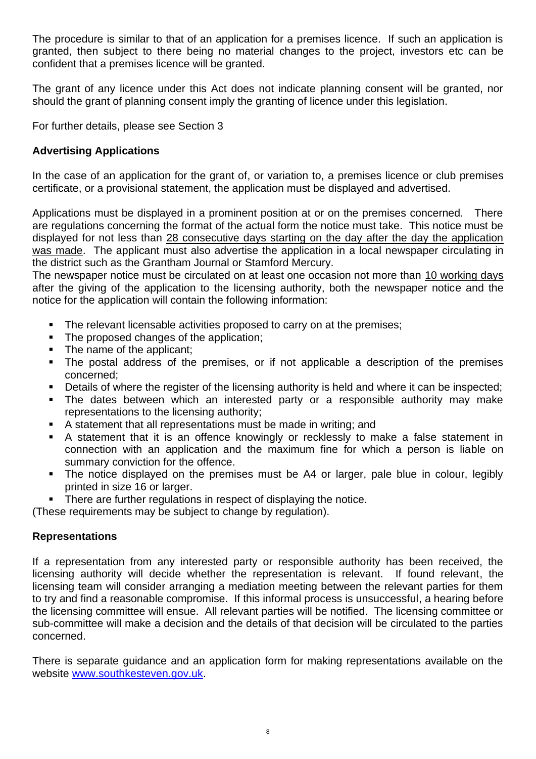The procedure is similar to that of an application for a premises licence. If such an application is granted, then subject to there being no material changes to the project, investors etc can be confident that a premises licence will be granted.

The grant of any licence under this Act does not indicate planning consent will be granted, nor should the grant of planning consent imply the granting of licence under this legislation.

For further details, please see Section 3

## Advertising Applications

In the case of an application for the grant of, or variation to, a premises licence or club premises certificate, or a provisional statement, the application must be displayed and advertised.

Applications must be displayed in a prominent position at or on the premises concerned. There are regulations concerning the format of the actual form the notice must take. This notice must be displayed for not less than 28 consecutive days starting on the day after the day the application was made. The applicant must also advertise the application in a local newspaper circulating in the district such as the Grantham Journal or Stamford Mercury.

The newspaper notice must be circulated on at least one occasion not more than 10 working days after the giving of the application to the licensing authority, both the newspaper notice and the notice for the application will contain the following information:

- The relevant licensable activities proposed to carry on at the premises;
- The proposed changes of the application;
- The name of the applicant;
- The postal address of the premises, or if not applicable a description of the premises concerned;
- Details of where the register of the licensing authority is held and where it can be inspected;
- The dates between which an interested party or a responsible authority may make representations to the licensing authority;
- A statement that all representations must be made in writing; and
- A statement that it is an offence knowingly or recklessly to make a false statement in connection with an application and the maximum fine for which a person is liable on summary conviction for the offence.
- The notice displayed on the premises must be A4 or larger, pale blue in colour, legibly printed in size 16 or larger.
- There are further regulations in respect of displaying the notice.

(These requirements may be subject to change by regulation).

## Representations

If a representation from any interested party or responsible authority has been received, the licensing authority will decide whether the representation is relevant. If found relevant, the licensing team will consider arranging a mediation meeting between the relevant parties for them to try and find a reasonable compromise. If this informal process is unsuccessful, a hearing before the licensing committee will ensue. All relevant parties will be notified. The licensing committee or sub-committee will make a decision and the details of that decision will be circulated to the parties concerned.

There is separate guidance and an application form for making representations available on the website www.southkesteven.gov.uk.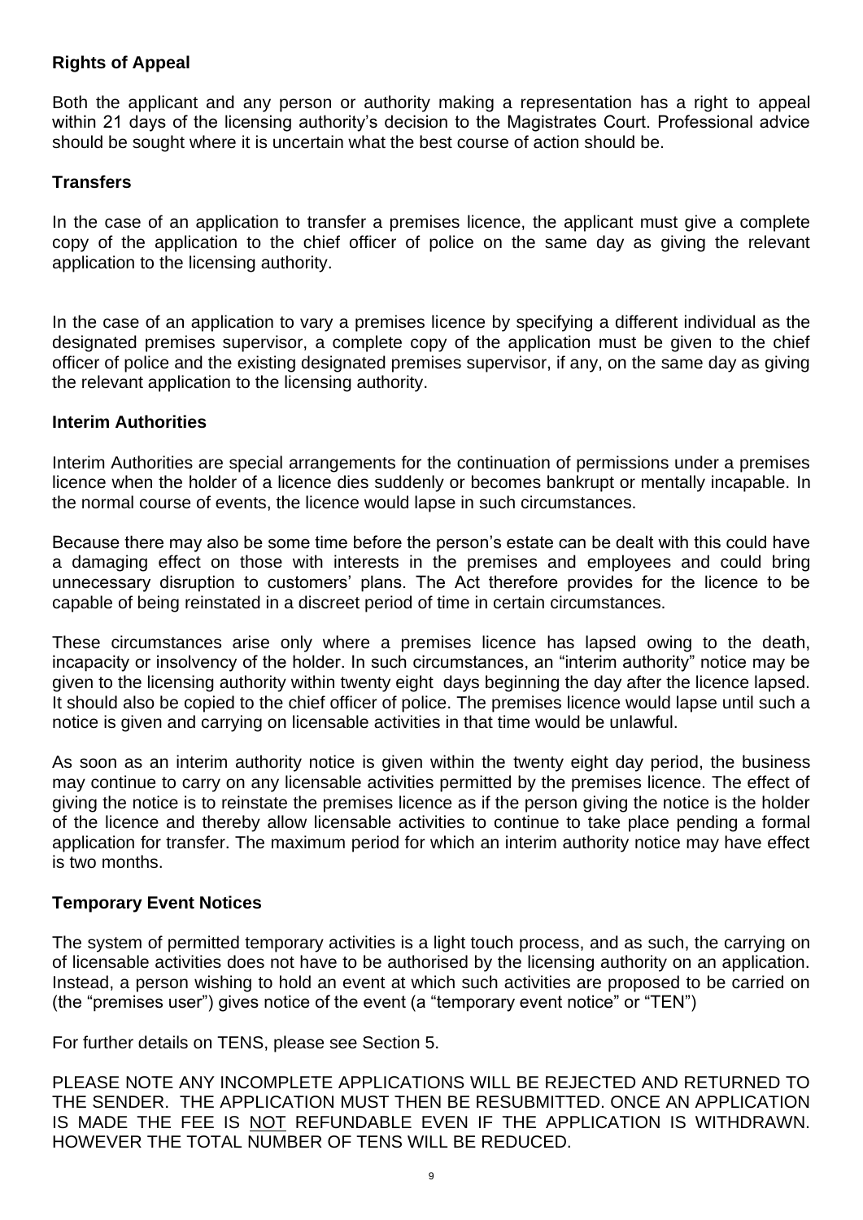## Rights of Appeal

Both the applicant and any person or authority making a representation has a right to appeal within 21 days of the licensing authority's decision to the Magistrates Court. Professional advice should be sought where it is uncertain what the best course of action should be.

## Transfers

In the case of an application to transfer a premises licence, the applicant must give a complete copy of the application to the chief officer of police on the same day as giving the relevant application to the licensing authority.

In the case of an application to vary a premises licence by specifying a different individual as the designated premises supervisor, a complete copy of the application must be given to the chief officer of police and the existing designated premises supervisor, if any, on the same day as giving the relevant application to the licensing authority.

## Interim Authorities

Interim Authorities are special arrangements for the continuation of permissions under a premises licence when the holder of a licence dies suddenly or becomes bankrupt or mentally incapable. In the normal course of events, the licence would lapse in such circumstances.

Because there may also be some time before the person's estate can be dealt with this could have a damaging effect on those with interests in the premises and employees and could bring unnecessary disruption to customers' plans. The Act therefore provides for the licence to be capable of being reinstated in a discreet period of time in certain circumstances.

These circumstances arise only where a premises licence has lapsed owing to the death, incapacity or insolvency of the holder. In such circumstances, an "interim authority" notice may be given to the licensing authority within twenty eight days beginning the day after the licence lapsed. It should also be copied to the chief officer of police. The premises licence would lapse until such a notice is given and carrying on licensable activities in that time would be unlawful.

As soon as an interim authority notice is given within the twenty eight day period, the business may continue to carry on any licensable activities permitted by the premises licence. The effect of giving the notice is to reinstate the premises licence as if the person giving the notice is the holder of the licence and thereby allow licensable activities to continue to take place pending a formal application for transfer. The maximum period for which an interim authority notice may have effect is two months.

## Temporary Event Notices

The system of permitted temporary activities is a light touch process, and as such, the carrying on of licensable activities does not have to be authorised by the licensing authority on an application. Instead, a person wishing to hold an event at which such activities are proposed to be carried on (the "premises user") gives notice of the event (a "temporary event notice" or "TEN")

For further details on TENS, please see Section 5.

PLEASE NOTE ANY INCOMPLETE APPLICATIONS WILL BE REJECTED AND RETURNED TO THE SENDER. THE APPLICATION MUST THEN BE RESUBMITTED. ONCE AN APPLICATION IS MADE THE FEE IS NOT REFUNDABLE EVEN IF THE APPLICATION IS WITHDRAWN. HOWEVER THE TOTAL NUMBER OF TENS WILL BE REDUCED.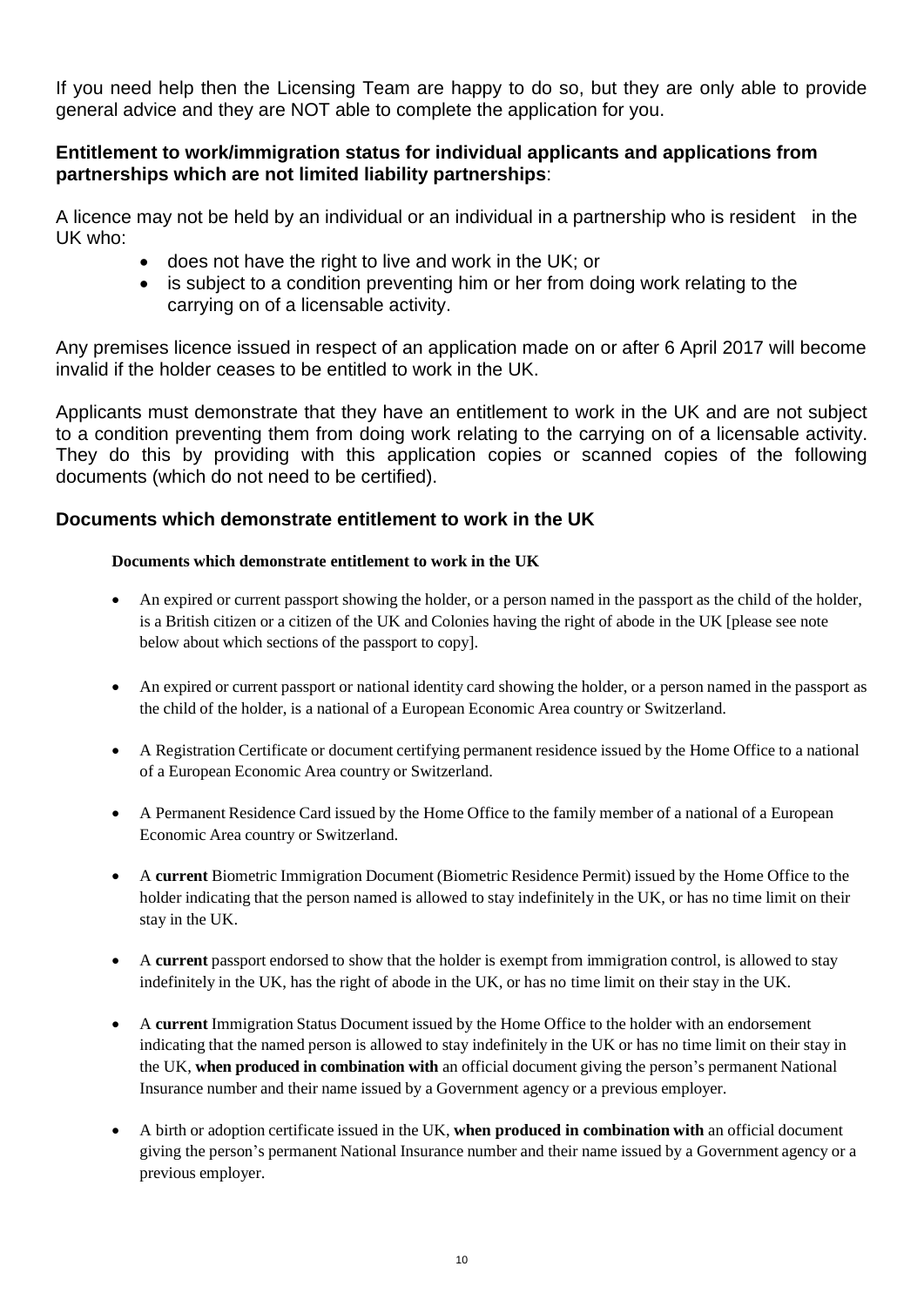If you need help then the Licensing Team are happy to do so, but they are only able to provide general advice and they are NOT able to complete the application for you.

### Entitlement to work/immigration status for individual applicants and applications from partnerships which are not limited liability partnerships:

A licence may not be held by an individual or an individual in a partnership who is resident in the UK who:

- does not have the right to live and work in the UK; or
- is subject to a condition preventing him or her from doing work relating to the carrying on of a licensable activity.

Any premises licence issued in respect of an application made on or after 6 April 2017 will become invalid if the holder ceases to be entitled to work in the UK.

Applicants must demonstrate that they have an entitlement to work in the UK and are not subject to a condition preventing them from doing work relating to the carrying on of a licensable activity. They do this by providing with this application copies or scanned copies of the following documents (which do not need to be certified).

### Documents which demonstrate entitlement to work in the UK

**Documents which demonstrate entitlement to work in the UK**

- An expired or current passport showing the holder, or a person named in the passport as the child of the holder, is a British citizen or a citizen of the UK and Colonies having the right of abode in the UK [please see note below about which sections of the passport to copy].
- An expired or current passport or national identity card showing the holder, or a person named in the passport as the child of the holder, is a national of a European Economic Area country or Switzerland.
- A Registration Certificate or document certifying permanent residence issued by the Home Office to a national of a European Economic Area country or Switzerland.
- A Permanent Residence Card issued by the Home Office to the family member of a national of a European Economic Area country or Switzerland.
- A **current** Biometric Immigration Document (Biometric Residence Permit) issued by the Home Office to the holder indicating that the person named is allowed to stay indefinitely in the UK, or has no time limit on their stay in the UK.
- A **current** passport endorsed to show that the holder is exempt from immigration control, is allowed to stay indefinitely in the UK, has the right of abode in the UK, or has no time limit on their stay in the UK.
- A **current** Immigration Status Document issued by the Home Office to the holder with an endorsement indicating that the named person is allowed to stay indefinitely in the UK or has no time limit on their stay in the UK, **when produced in combination with** an official document giving the person's permanent National Insurance number and their name issued by a Government agency or a previous employer.
- A birth or adoption certificate issued in the UK, **when produced in combination with** an official document giving the person's permanent National Insurance number and their name issued by a Government agency or a previous employer.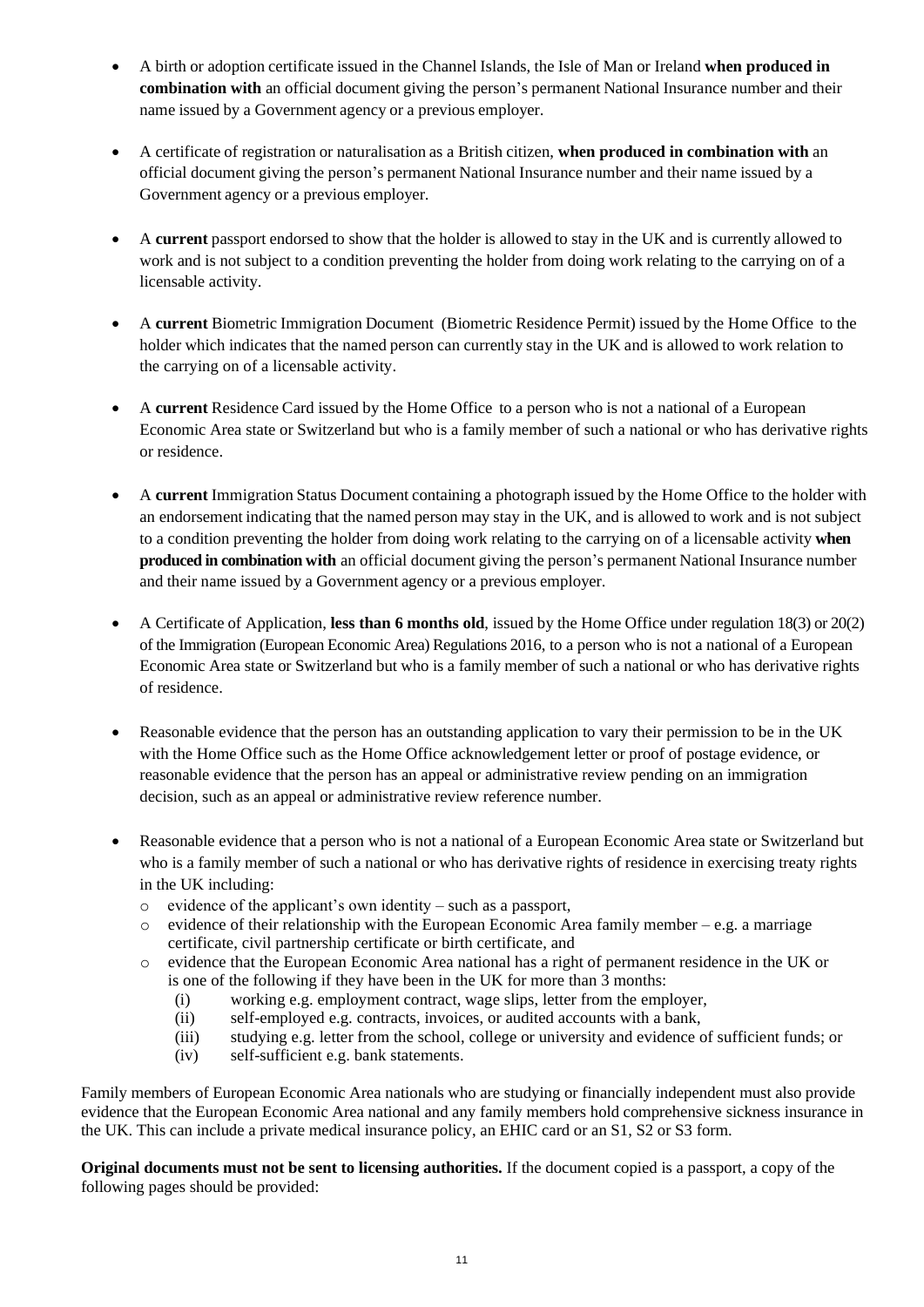- A birth or adoption certificate issued in the Channel Islands, the Isle of Man or Ireland **when produced in combination with** an official document giving the person's permanent National Insurance number and their name issued by a Government agency or a previous employer.

- A certificate of registration or naturalisation as a British citizen, **when produced in combination with** an official document giving the person's permanent National Insurance number and their name issued by a Government agency or a previous employer.

- A **current** passport endorsed to show that the holder is allowed to stay in the UK and is currently allowed to work and is not subject to a condition preventing the holder from doing work relating to the carrying on of a licensable activity.

- A **current** Biometric Immigration Document (Biometric Residence Permit) issued by the Home Office to the holder which indicates that the named person can currently stay in the UK and is allowed to work relation to the carrying on of a licensable activity.

- A **current** Residence Card issued by the Home Office to a person who is not a national of a European Economic Area state or Switzerland but who is a family member of such a national or who has derivative rights or residence.

- A **current** Immigration Status Document containing a photograph issued by the Home Office to the holder with an endorsement indicating that the named person may stay in the UK, and is allowed to work and is not subject to a condition preventing the holder from doing work relating to the carrying on of a licensable activity **when produced in combination with** an official document giving the person's permanent National Insurance number and their name issued by a Government agency or a previous employer.

- A Certificate of Application, **less than 6 months old**, issued by the Home Office under regulation 18(3) or 20(2) of the Immigration (European Economic Area) Regulations 2016, to a person who is not a national of a European Economic Area state or Switzerland but who is a family member of such a national or who has derivative rights of residence.

- Reasonable evidence that the person has an outstanding application to vary their permission to be in the UK with the Home Office such as the Home Office acknowledgement letter or proof of postage evidence, or reasonable evidence that the person has an appeal or administrative review pending on an immigration decision, such as an appeal or administrative review reference number.

- Reasonable evidence that a person who is not a national of a European Economic Area state or Switzerland but who is a family member of such a national or who has derivative rights of residence in exercising treaty rights in the UK including:
  - evidence of the applicant's own identity – such as a passport,
  - evidence of their relationship with the European Economic Area family member – e.g. a marriage certificate, civil partnership certificate or birth certificate, and
  - evidence that the European Economic Area national has a right of permanent residence in the UK or is one of the following if they have been in the UK for more than 3 months:
    (i) working e.g. employment contract, wage slips, letter from the employer,
    (ii) self-employed e.g. contracts, invoices, or audited accounts with a bank,
    (iii) studying e.g. letter from the school, college or university and evidence of sufficient funds; or
    (iv) self-sufficient e.g. bank statements.

Family members of European Economic Area nationals who are studying or financially independent must also provide evidence that the European Economic Area national and any family members hold comprehensive sickness insurance in the UK. This can include a private medical insurance policy, an EHIC card or an S1, S2 or S3 form.

**Original documents must not be sent to licensing authorities.** If the document copied is a passport, a copy of the following pages should be provided: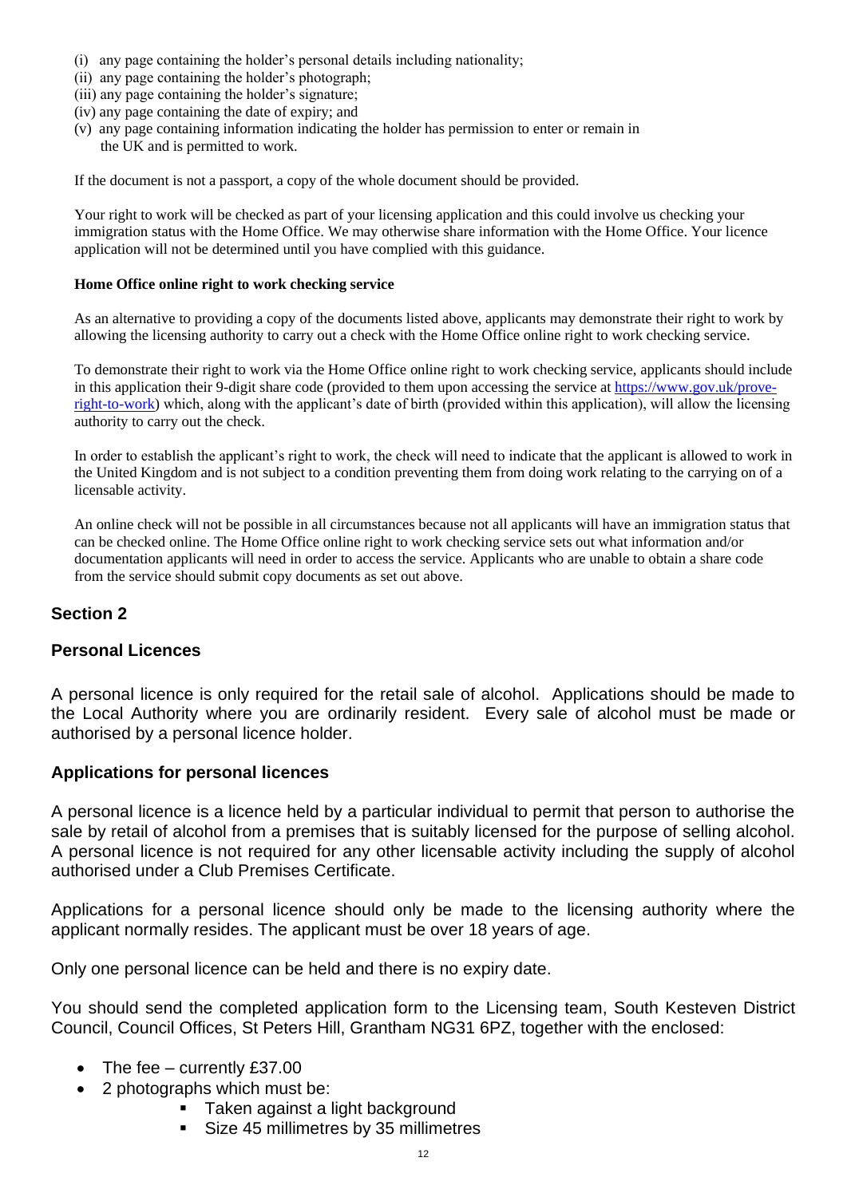(i) any page containing the holder's personal details including nationality;
(ii) any page containing the holder's photograph;
(iii) any page containing the holder's signature;
(iv) any page containing the date of expiry; and
(v) any page containing information indicating the holder has permission to enter or remain in the UK and is permitted to work.

If the document is not a passport, a copy of the whole document should be provided.

Your right to work will be checked as part of your licensing application and this could involve us checking your immigration status with the Home Office. We may otherwise share information with the Home Office. Your licence application will not be determined until you have complied with this guidance.

**Home Office online right to work checking service**

As an alternative to providing a copy of the documents listed above, applicants may demonstrate their right to work by allowing the licensing authority to carry out a check with the Home Office online right to work checking service.

To demonstrate their right to work via the Home Office online right to work checking service, applicants should include in this application their 9-digit share code (provided to them upon accessing the service at https://www.gov.uk/prove-right-to-work) which, along with the applicant's date of birth (provided within this application), will allow the licensing authority to carry out the check.

In order to establish the applicant's right to work, the check will need to indicate that the applicant is allowed to work in the United Kingdom and is not subject to a condition preventing them from doing work relating to the carrying on of a licensable activity.

An online check will not be possible in all circumstances because not all applicants will have an immigration status that can be checked online. The Home Office online right to work checking service sets out what information and/or documentation applicants will need in order to access the service. Applicants who are unable to obtain a share code from the service should submit copy documents as set out above.

## Section 2

### Personal Licences

A personal licence is only required for the retail sale of alcohol. Applications should be made to the Local Authority where you are ordinarily resident. Every sale of alcohol must be made or authorised by a personal licence holder.

### Applications for personal licences

A personal licence is a licence held by a particular individual to permit that person to authorise the sale by retail of alcohol from a premises that is suitably licensed for the purpose of selling alcohol. A personal licence is not required for any other licensable activity including the supply of alcohol authorised under a Club Premises Certificate.

Applications for a personal licence should only be made to the licensing authority where the applicant normally resides. The applicant must be over 18 years of age.

Only one personal licence can be held and there is no expiry date.

You should send the completed application form to the Licensing team, South Kesteven District Council, Council Offices, St Peters Hill, Grantham NG31 6PZ, together with the enclosed:

- The fee – currently £37.00
- 2 photographs which must be:
  - Taken against a light background
  - Size 45 millimetres by 35 millimetres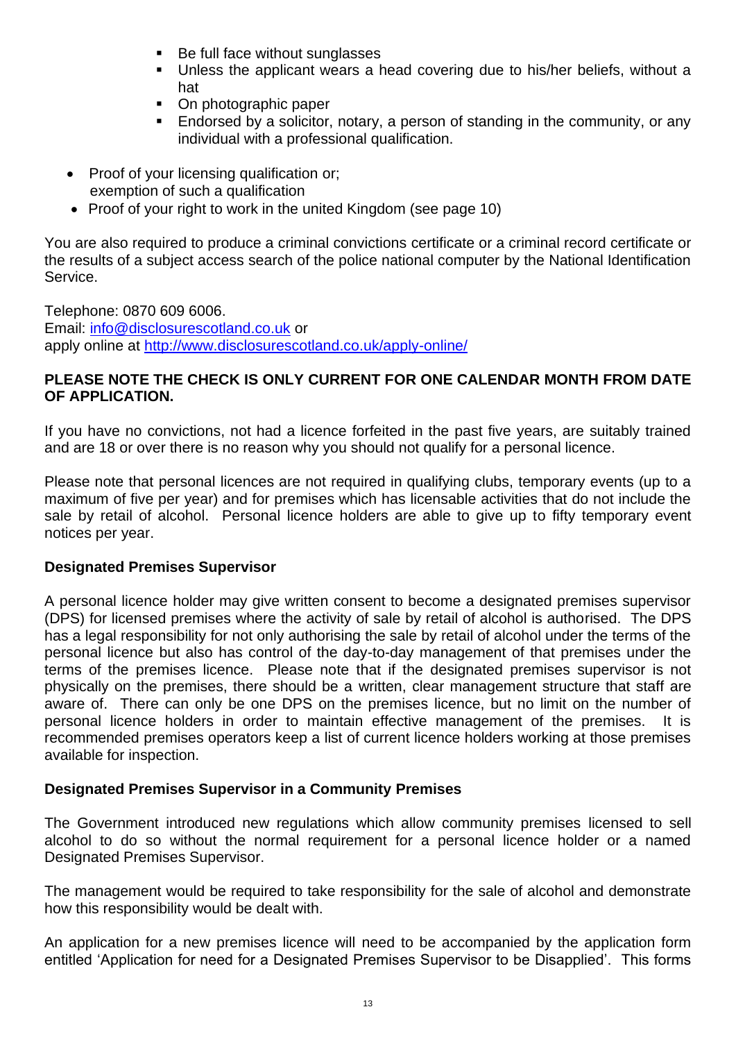- Be full face without sunglasses
  - Unless the applicant wears a head covering due to his/her beliefs, without a hat
  - On photographic paper
  - Endorsed by a solicitor, notary, a person of standing in the community, or any individual with a professional qualification.

- Proof of your licensing qualification or; exemption of such a qualification
- Proof of your right to work in the united Kingdom (see page 10)

You are also required to produce a criminal convictions certificate or a criminal record certificate or the results of a subject access search of the police national computer by the National Identification Service.

Telephone: 0870 609 6006.
Email: info@disclosurescotland.co.uk or
apply online at http://www.disclosurescotland.co.uk/apply-online/

**PLEASE NOTE THE CHECK IS ONLY CURRENT FOR ONE CALENDAR MONTH FROM DATE OF APPLICATION.**

If you have no convictions, not had a licence forfeited in the past five years, are suitably trained and are 18 or over there is no reason why you should not qualify for a personal licence.

Please note that personal licences are not required in qualifying clubs, temporary events (up to a maximum of five per year) and for premises which has licensable activities that do not include the sale by retail of alcohol. Personal licence holders are able to give up to fifty temporary event notices per year.

**Designated Premises Supervisor**

A personal licence holder may give written consent to become a designated premises supervisor (DPS) for licensed premises where the activity of sale by retail of alcohol is authorised. The DPS has a legal responsibility for not only authorising the sale by retail of alcohol under the terms of the personal licence but also has control of the day-to-day management of that premises under the terms of the premises licence. Please note that if the designated premises supervisor is not physically on the premises, there should be a written, clear management structure that staff are aware of. There can only be one DPS on the premises licence, but no limit on the number of personal licence holders in order to maintain effective management of the premises. It is recommended premises operators keep a list of current licence holders working at those premises available for inspection.

**Designated Premises Supervisor in a Community Premises**

The Government introduced new regulations which allow community premises licensed to sell alcohol to do so without the normal requirement for a personal licence holder or a named Designated Premises Supervisor.

The management would be required to take responsibility for the sale of alcohol and demonstrate how this responsibility would be dealt with.

An application for a new premises licence will need to be accompanied by the application form entitled 'Application for need for a Designated Premises Supervisor to be Disapplied'. This forms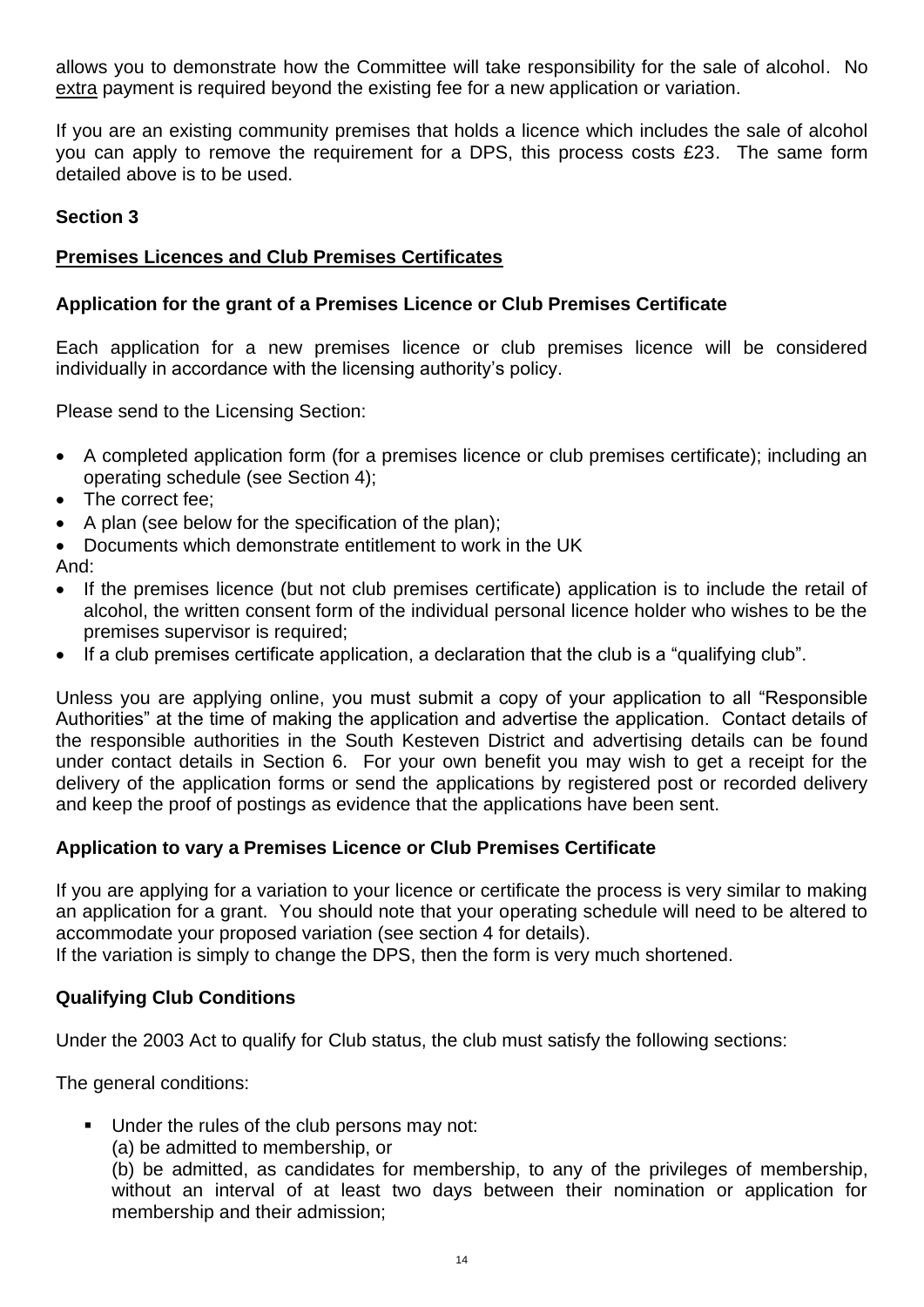allows you to demonstrate how the Committee will take responsibility for the sale of alcohol. No extra payment is required beyond the existing fee for a new application or variation.

If you are an existing community premises that holds a licence which includes the sale of alcohol you can apply to remove the requirement for a DPS, this process costs £23. The same form detailed above is to be used.

## Section 3

## Premises Licences and Club Premises Certificates

### Application for the grant of a Premises Licence or Club Premises Certificate

Each application for a new premises licence or club premises licence will be considered individually in accordance with the licensing authority's policy.

Please send to the Licensing Section:

- A completed application form (for a premises licence or club premises certificate); including an operating schedule (see Section 4);
- The correct fee;
- A plan (see below for the specification of the plan);
- Documents which demonstrate entitlement to work in the UK

And:

- If the premises licence (but not club premises certificate) application is to include the retail of alcohol, the written consent form of the individual personal licence holder who wishes to be the premises supervisor is required;
- If a club premises certificate application, a declaration that the club is a "qualifying club".

Unless you are applying online, you must submit a copy of your application to all "Responsible Authorities" at the time of making the application and advertise the application. Contact details of the responsible authorities in the South Kesteven District and advertising details can be found under contact details in Section 6. For your own benefit you may wish to get a receipt for the delivery of the application forms or send the applications by registered post or recorded delivery and keep the proof of postings as evidence that the applications have been sent.

### Application to vary a Premises Licence or Club Premises Certificate

If you are applying for a variation to your licence or certificate the process is very similar to making an application for a grant. You should note that your operating schedule will need to be altered to accommodate your proposed variation (see section 4 for details).

If the variation is simply to change the DPS, then the form is very much shortened.

### Qualifying Club Conditions

Under the 2003 Act to qualify for Club status, the club must satisfy the following sections:

The general conditions:

- Under the rules of the club persons may not:
  (a) be admitted to membership, or
  (b) be admitted, as candidates for membership, to any of the privileges of membership, without an interval of at least two days between their nomination or application for membership and their admission;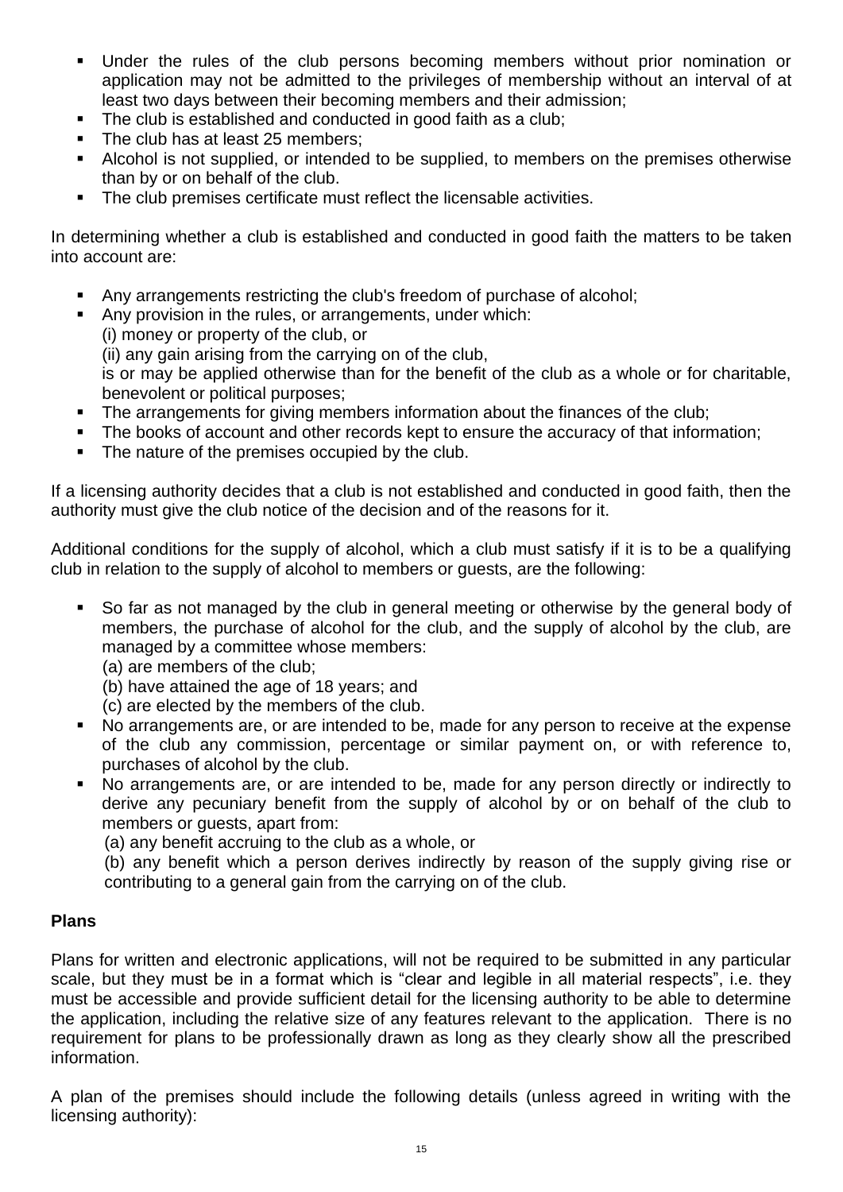- Under the rules of the club persons becoming members without prior nomination or application may not be admitted to the privileges of membership without an interval of at least two days between their becoming members and their admission;
- The club is established and conducted in good faith as a club;
- The club has at least 25 members;
- Alcohol is not supplied, or intended to be supplied, to members on the premises otherwise than by or on behalf of the club.
- The club premises certificate must reflect the licensable activities.

In determining whether a club is established and conducted in good faith the matters to be taken into account are:

- Any arrangements restricting the club's freedom of purchase of alcohol;
- Any provision in the rules, or arrangements, under which:
  (i) money or property of the club, or
  (ii) any gain arising from the carrying on of the club,
  is or may be applied otherwise than for the benefit of the club as a whole or for charitable, benevolent or political purposes;
- The arrangements for giving members information about the finances of the club;
- The books of account and other records kept to ensure the accuracy of that information;
- The nature of the premises occupied by the club.

If a licensing authority decides that a club is not established and conducted in good faith, then the authority must give the club notice of the decision and of the reasons for it.

Additional conditions for the supply of alcohol, which a club must satisfy if it is to be a qualifying club in relation to the supply of alcohol to members or guests, are the following:

- So far as not managed by the club in general meeting or otherwise by the general body of members, the purchase of alcohol for the club, and the supply of alcohol by the club, are managed by a committee whose members:
  (a) are members of the club;
  (b) have attained the age of 18 years; and
  (c) are elected by the members of the club.
- No arrangements are, or are intended to be, made for any person to receive at the expense of the club any commission, percentage or similar payment on, or with reference to, purchases of alcohol by the club.
- No arrangements are, or are intended to be, made for any person directly or indirectly to derive any pecuniary benefit from the supply of alcohol by or on behalf of the club to members or guests, apart from:
  (a) any benefit accruing to the club as a whole, or
  (b) any benefit which a person derives indirectly by reason of the supply giving rise or contributing to a general gain from the carrying on of the club.

**Plans**

Plans for written and electronic applications, will not be required to be submitted in any particular scale, but they must be in a format which is "clear and legible in all material respects", i.e. they must be accessible and provide sufficient detail for the licensing authority to be able to determine the application, including the relative size of any features relevant to the application. There is no requirement for plans to be professionally drawn as long as they clearly show all the prescribed information.

A plan of the premises should include the following details (unless agreed in writing with the licensing authority):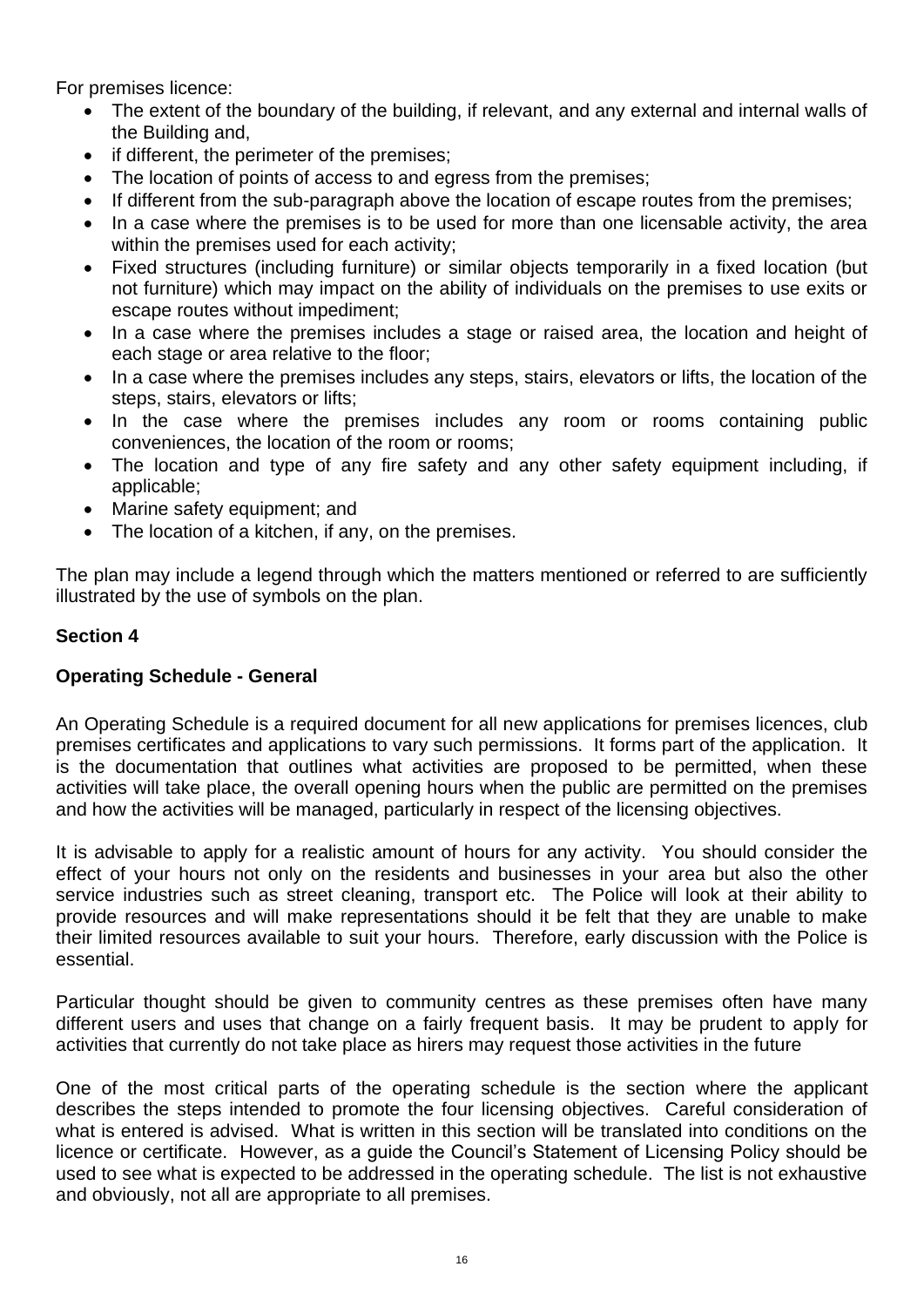For premises licence:

- The extent of the boundary of the building, if relevant, and any external and internal walls of the Building and,
- if different, the perimeter of the premises;
- The location of points of access to and egress from the premises;
- If different from the sub-paragraph above the location of escape routes from the premises;
- In a case where the premises is to be used for more than one licensable activity, the area within the premises used for each activity;
- Fixed structures (including furniture) or similar objects temporarily in a fixed location (but not furniture) which may impact on the ability of individuals on the premises to use exits or escape routes without impediment;
- In a case where the premises includes a stage or raised area, the location and height of each stage or area relative to the floor;
- In a case where the premises includes any steps, stairs, elevators or lifts, the location of the steps, stairs, elevators or lifts;
- In the case where the premises includes any room or rooms containing public conveniences, the location of the room or rooms;
- The location and type of any fire safety and any other safety equipment including, if applicable;
- Marine safety equipment; and
- The location of a kitchen, if any, on the premises.

The plan may include a legend through which the matters mentioned or referred to are sufficiently illustrated by the use of symbols on the plan.

**Section 4**

**Operating Schedule - General**

An Operating Schedule is a required document for all new applications for premises licences, club premises certificates and applications to vary such permissions. It forms part of the application. It is the documentation that outlines what activities are proposed to be permitted, when these activities will take place, the overall opening hours when the public are permitted on the premises and how the activities will be managed, particularly in respect of the licensing objectives.

It is advisable to apply for a realistic amount of hours for any activity. You should consider the effect of your hours not only on the residents and businesses in your area but also the other service industries such as street cleaning, transport etc. The Police will look at their ability to provide resources and will make representations should it be felt that they are unable to make their limited resources available to suit your hours. Therefore, early discussion with the Police is essential.

Particular thought should be given to community centres as these premises often have many different users and uses that change on a fairly frequent basis. It may be prudent to apply for activities that currently do not take place as hirers may request those activities in the future

One of the most critical parts of the operating schedule is the section where the applicant describes the steps intended to promote the four licensing objectives. Careful consideration of what is entered is advised. What is written in this section will be translated into conditions on the licence or certificate. However, as a guide the Council's Statement of Licensing Policy should be used to see what is expected to be addressed in the operating schedule. The list is not exhaustive and obviously, not all are appropriate to all premises.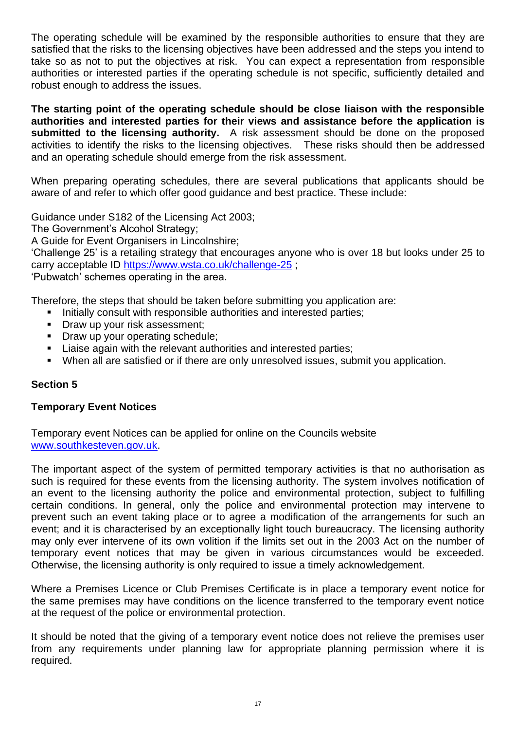The operating schedule will be examined by the responsible authorities to ensure that they are satisfied that the risks to the licensing objectives have been addressed and the steps you intend to take so as not to put the objectives at risk. You can expect a representation from responsible authorities or interested parties if the operating schedule is not specific, sufficiently detailed and robust enough to address the issues.

**The starting point of the operating schedule should be close liaison with the responsible authorities and interested parties for their views and assistance before the application is submitted to the licensing authority.** A risk assessment should be done on the proposed activities to identify the risks to the licensing objectives. These risks should then be addressed and an operating schedule should emerge from the risk assessment.

When preparing operating schedules, there are several publications that applicants should be aware of and refer to which offer good guidance and best practice. These include:

Guidance under S182 of the Licensing Act 2003;
The Government's Alcohol Strategy;
A Guide for Event Organisers in Lincolnshire;
'Challenge 25' is a retailing strategy that encourages anyone who is over 18 but looks under 25 to carry acceptable ID https://www.wsta.co.uk/challenge-25 ;
'Pubwatch' schemes operating in the area.

Therefore, the steps that should be taken before submitting you application are:

- Initially consult with responsible authorities and interested parties;
- Draw up your risk assessment;
- Draw up your operating schedule;
- Liaise again with the relevant authorities and interested parties;
- When all are satisfied or if there are only unresolved issues, submit you application.

## Section 5

### Temporary Event Notices

Temporary event Notices can be applied for online on the Councils website www.southkesteven.gov.uk.

The important aspect of the system of permitted temporary activities is that no authorisation as such is required for these events from the licensing authority. The system involves notification of an event to the licensing authority the police and environmental protection, subject to fulfilling certain conditions. In general, only the police and environmental protection may intervene to prevent such an event taking place or to agree a modification of the arrangements for such an event; and it is characterised by an exceptionally light touch bureaucracy. The licensing authority may only ever intervene of its own volition if the limits set out in the 2003 Act on the number of temporary event notices that may be given in various circumstances would be exceeded. Otherwise, the licensing authority is only required to issue a timely acknowledgement.

Where a Premises Licence or Club Premises Certificate is in place a temporary event notice for the same premises may have conditions on the licence transferred to the temporary event notice at the request of the police or environmental protection.

It should be noted that the giving of a temporary event notice does not relieve the premises user from any requirements under planning law for appropriate planning permission where it is required.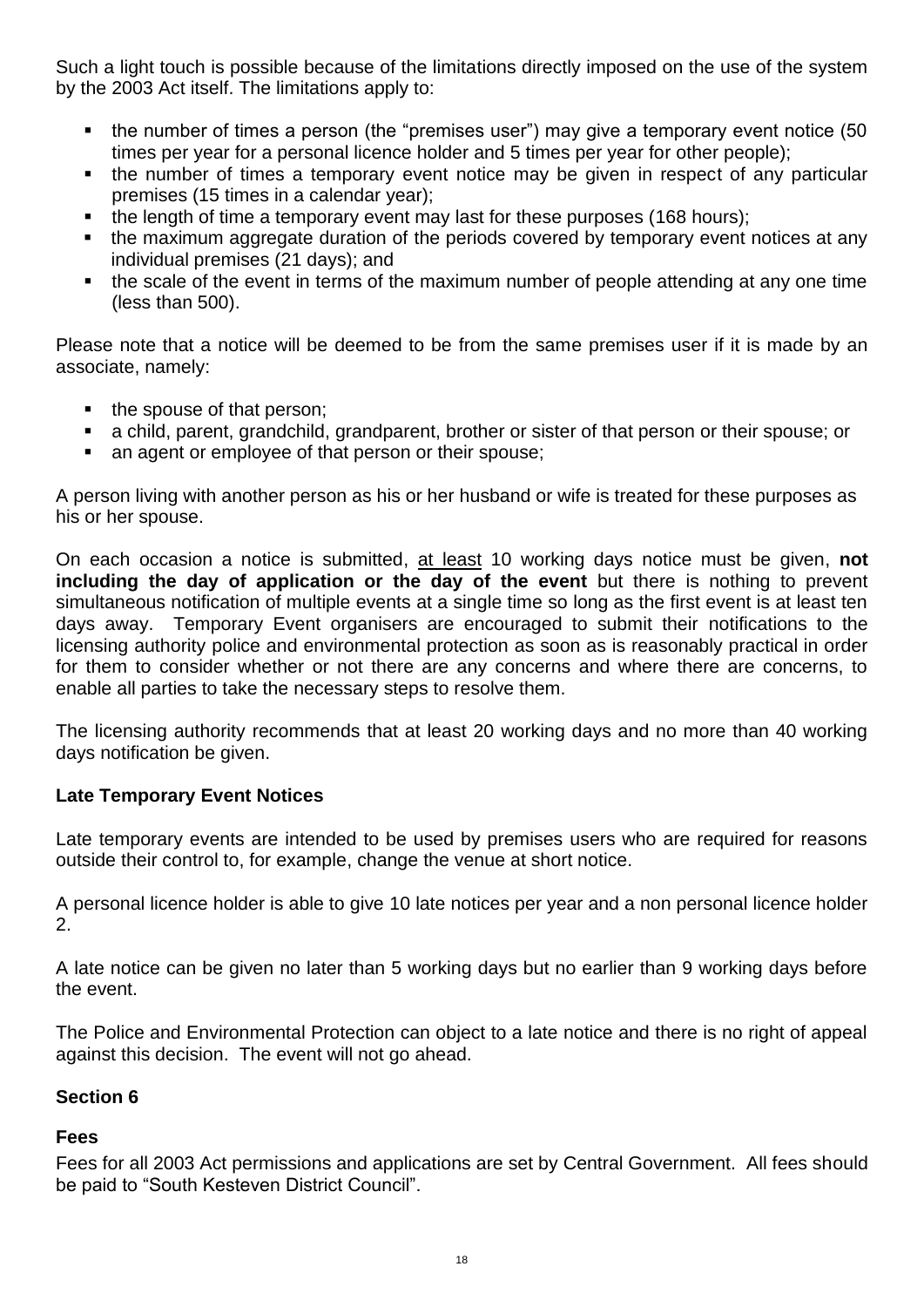Such a light touch is possible because of the limitations directly imposed on the use of the system by the 2003 Act itself. The limitations apply to:

- the number of times a person (the "premises user") may give a temporary event notice (50 times per year for a personal licence holder and 5 times per year for other people);
- the number of times a temporary event notice may be given in respect of any particular premises (15 times in a calendar year);
- the length of time a temporary event may last for these purposes (168 hours);
- the maximum aggregate duration of the periods covered by temporary event notices at any individual premises (21 days); and
- the scale of the event in terms of the maximum number of people attending at any one time (less than 500).

Please note that a notice will be deemed to be from the same premises user if it is made by an associate, namely:

- the spouse of that person;
- a child, parent, grandchild, grandparent, brother or sister of that person or their spouse; or
- an agent or employee of that person or their spouse;

A person living with another person as his or her husband or wife is treated for these purposes as his or her spouse.

On each occasion a notice is submitted, <u>at least</u> 10 working days notice must be given, **not including the day of application or the day of the event** but there is nothing to prevent simultaneous notification of multiple events at a single time so long as the first event is at least ten days away. Temporary Event organisers are encouraged to submit their notifications to the licensing authority police and environmental protection as soon as is reasonably practical in order for them to consider whether or not there are any concerns and where there are concerns, to enable all parties to take the necessary steps to resolve them.

The licensing authority recommends that at least 20 working days and no more than 40 working days notification be given.

### Late Temporary Event Notices

Late temporary events are intended to be used by premises users who are required for reasons outside their control to, for example, change the venue at short notice.

A personal licence holder is able to give 10 late notices per year and a non personal licence holder 2.

A late notice can be given no later than 5 working days but no earlier than 9 working days before the event.

The Police and Environmental Protection can object to a late notice and there is no right of appeal against this decision. The event will not go ahead.

## Section 6

### Fees

Fees for all 2003 Act permissions and applications are set by Central Government. All fees should be paid to "South Kesteven District Council".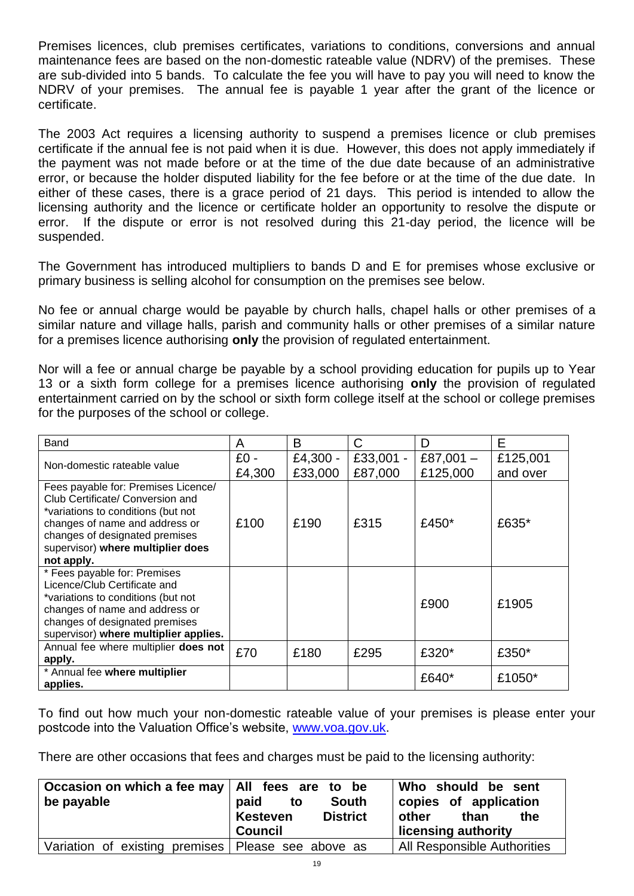Premises licences, club premises certificates, variations to conditions, conversions and annual maintenance fees are based on the non-domestic rateable value (NDRV) of the premises. These are sub-divided into 5 bands. To calculate the fee you will have to pay you will need to know the NDRV of your premises. The annual fee is payable 1 year after the grant of the licence or certificate.

The 2003 Act requires a licensing authority to suspend a premises licence or club premises certificate if the annual fee is not paid when it is due. However, this does not apply immediately if the payment was not made before or at the time of the due date because of an administrative error, or because the holder disputed liability for the fee before or at the time of the due date. In either of these cases, there is a grace period of 21 days. This period is intended to allow the licensing authority and the licence or certificate holder an opportunity to resolve the dispute or error. If the dispute or error is not resolved during this 21-day period, the licence will be suspended.

The Government has introduced multipliers to bands D and E for premises whose exclusive or primary business is selling alcohol for consumption on the premises see below.

No fee or annual charge would be payable by church halls, chapel halls or other premises of a similar nature and village halls, parish and community halls or other premises of a similar nature for a premises licence authorising **only** the provision of regulated entertainment.

Nor will a fee or annual charge be payable by a school providing education for pupils up to Year 13 or a sixth form college for a premises licence authorising **only** the provision of regulated entertainment carried on by the school or sixth form college itself at the school or college premises for the purposes of the school or college.

| Band | A | B | C | D | E |
|---|---|---|---|---|---|
| Non-domestic rateable value | £0 - £4,300 | £4,300 - £33,000 | £33,001 - £87,000 | £87,001 – £125,000 | £125,001 and over |
| Fees payable for: Premises Licence/ Club Certificate/ Conversion and *variations to conditions (but not changes of name and address or changes of designated premises supervisor) **where multiplier does not apply.** | £100 | £190 | £315 | £450* | £635* |
| * Fees payable for: Premises Licence/Club Certificate and *variations to conditions (but not changes of name and address or changes of designated premises supervisor) **where multiplier applies.** | | | | £900 | £1905 |
| Annual fee where multiplier **does not apply.** | £70 | £180 | £295 | £320* | £350* |
| * Annual fee **where multiplier applies.** | | | | £640* | £1050* |

To find out how much your non-domestic rateable value of your premises is please enter your postcode into the Valuation Office's website, [www.voa.gov.uk](www.voa.gov.uk).

There are other occasions that fees and charges must be paid to the licensing authority:

| Occasion on which a fee may be payable | All fees are to be paid to South Kesteven District Council | Who should be sent copies of application other than the licensing authority |
|---|---|---|
| Variation of existing premises | Please see above as | All Responsible Authorities |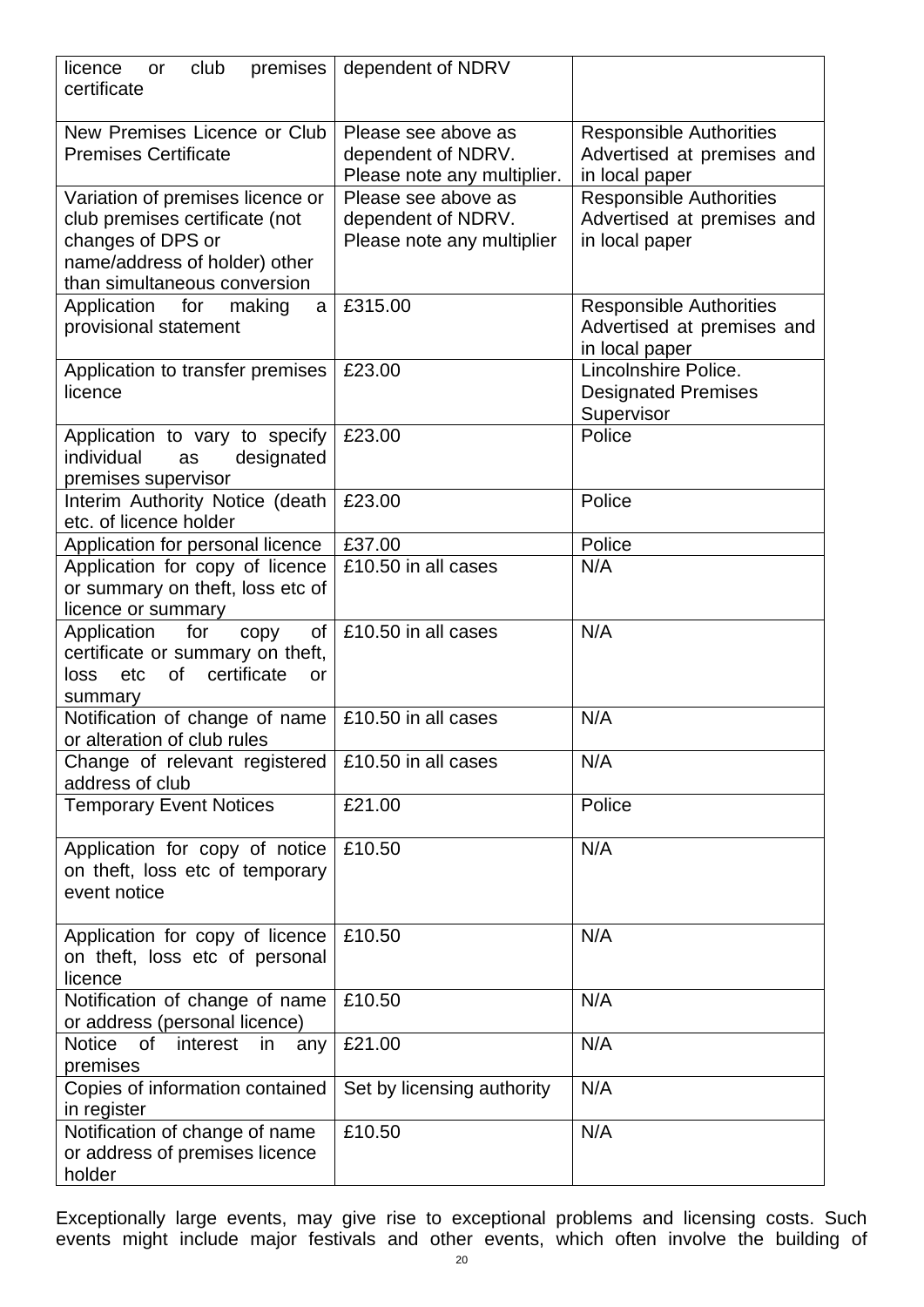| licence or club premises certificate | dependent of NDRV | |
|---|---|---|
| New Premises Licence or Club Premises Certificate | Please see above as dependent of NDRV. Please note any multiplier. | Responsible Authorities Advertised at premises and in local paper |
| Variation of premises licence or club premises certificate (not changes of DPS or name/address of holder) other than simultaneous conversion | Please see above as dependent of NDRV. Please note any multiplier | Responsible Authorities Advertised at premises and in local paper |
| Application for making a provisional statement | £315.00 | Responsible Authorities Advertised at premises and in local paper |
| Application to transfer premises licence | £23.00 | Lincolnshire Police. Designated Premises Supervisor |
| Application to vary to specify individual as designated premises supervisor | £23.00 | Police |
| Interim Authority Notice (death etc. of licence holder | £23.00 | Police |
| Application for personal licence | £37.00 | Police |
| Application for copy of licence or summary on theft, loss etc of licence or summary | £10.50 in all cases | N/A |
| Application for copy of certificate or summary on theft, loss etc of certificate or summary | £10.50 in all cases | N/A |
| Notification of change of name or alteration of club rules | £10.50 in all cases | N/A |
| Change of relevant registered address of club | £10.50 in all cases | N/A |
| Temporary Event Notices | £21.00 | Police |
| Application for copy of notice on theft, loss etc of temporary event notice | £10.50 | N/A |
| Application for copy of licence on theft, loss etc of personal licence | £10.50 | N/A |
| Notification of change of name or address (personal licence) | £10.50 | N/A |
| Notice of interest in any premises | £21.00 | N/A |
| Copies of information contained in register | Set by licensing authority | N/A |
| Notification of change of name or address of premises licence holder | £10.50 | N/A |

Exceptionally large events, may give rise to exceptional problems and licensing costs. Such events might include major festivals and other events, which often involve the building of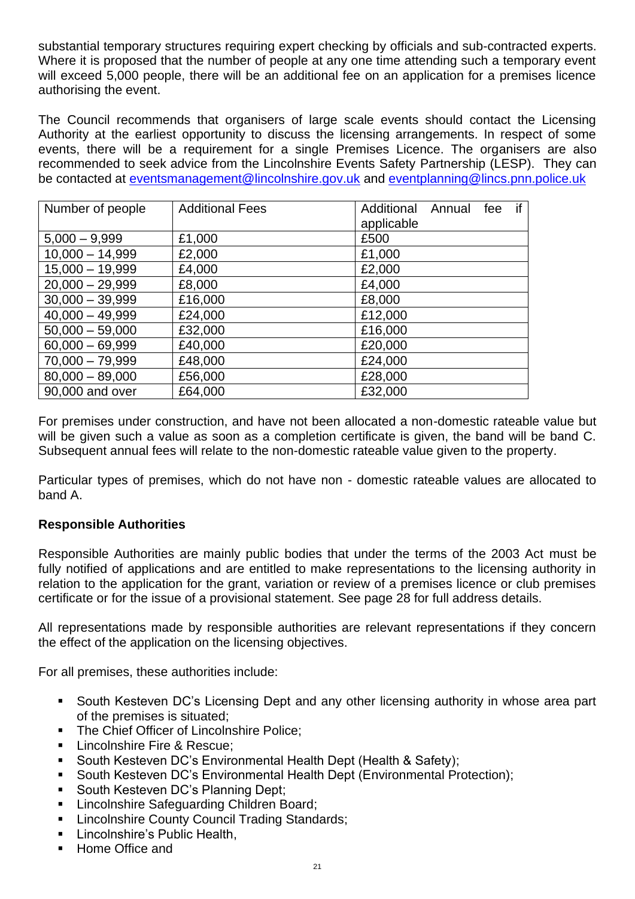substantial temporary structures requiring expert checking by officials and sub-contracted experts. Where it is proposed that the number of people at any one time attending such a temporary event will exceed 5,000 people, there will be an additional fee on an application for a premises licence authorising the event.

The Council recommends that organisers of large scale events should contact the Licensing Authority at the earliest opportunity to discuss the licensing arrangements. In respect of some events, there will be a requirement for a single Premises Licence. The organisers are also recommended to seek advice from the Lincolnshire Events Safety Partnership (LESP). They can be contacted at eventsmanagement@lincolnshire.gov.uk and eventplanning@lincs.pnn.police.uk

| Number of people | Additional Fees | Additional Annual fee if applicable |
|---|---|---|
| 5,000 – 9,999 | £1,000 | £500 |
| 10,000 – 14,999 | £2,000 | £1,000 |
| 15,000 – 19,999 | £4,000 | £2,000 |
| 20,000 – 29,999 | £8,000 | £4,000 |
| 30,000 – 39,999 | £16,000 | £8,000 |
| 40,000 – 49,999 | £24,000 | £12,000 |
| 50,000 – 59,000 | £32,000 | £16,000 |
| 60,000 – 69,999 | £40,000 | £20,000 |
| 70,000 – 79,999 | £48,000 | £24,000 |
| 80,000 – 89,000 | £56,000 | £28,000 |
| 90,000 and over | £64,000 | £32,000 |

For premises under construction, and have not been allocated a non-domestic rateable value but will be given such a value as soon as a completion certificate is given, the band will be band C. Subsequent annual fees will relate to the non-domestic rateable value given to the property.

Particular types of premises, which do not have non - domestic rateable values are allocated to band A.

**Responsible Authorities**

Responsible Authorities are mainly public bodies that under the terms of the 2003 Act must be fully notified of applications and are entitled to make representations to the licensing authority in relation to the application for the grant, variation or review of a premises licence or club premises certificate or for the issue of a provisional statement. See page 28 for full address details.

All representations made by responsible authorities are relevant representations if they concern the effect of the application on the licensing objectives.

For all premises, these authorities include:

- South Kesteven DC's Licensing Dept and any other licensing authority in whose area part of the premises is situated;
- The Chief Officer of Lincolnshire Police;
- Lincolnshire Fire & Rescue;
- South Kesteven DC's Environmental Health Dept (Health & Safety);
- South Kesteven DC's Environmental Health Dept (Environmental Protection);
- South Kesteven DC's Planning Dept;
- Lincolnshire Safeguarding Children Board;
- Lincolnshire County Council Trading Standards;
- Lincolnshire's Public Health,
- Home Office and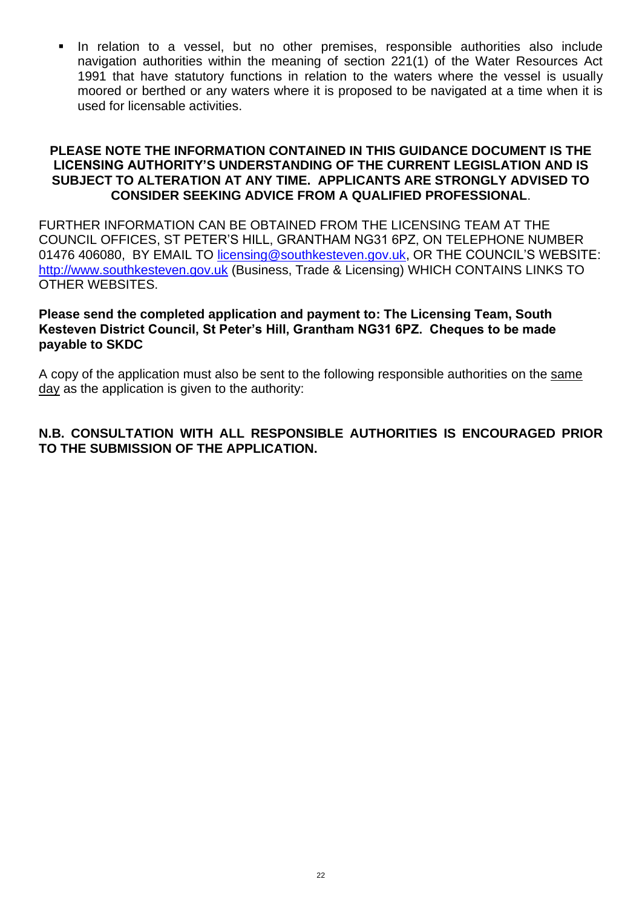- In relation to a vessel, but no other premises, responsible authorities also include navigation authorities within the meaning of section 221(1) of the Water Resources Act 1991 that have statutory functions in relation to the waters where the vessel is usually moored or berthed or any waters where it is proposed to be navigated at a time when it is used for licensable activities.

**PLEASE NOTE THE INFORMATION CONTAINED IN THIS GUIDANCE DOCUMENT IS THE LICENSING AUTHORITY'S UNDERSTANDING OF THE CURRENT LEGISLATION AND IS SUBJECT TO ALTERATION AT ANY TIME. APPLICANTS ARE STRONGLY ADVISED TO CONSIDER SEEKING ADVICE FROM A QUALIFIED PROFESSIONAL**.

FURTHER INFORMATION CAN BE OBTAINED FROM THE LICENSING TEAM AT THE COUNCIL OFFICES, ST PETER'S HILL, GRANTHAM NG31 6PZ, ON TELEPHONE NUMBER 01476 406080, BY EMAIL TO licensing@southkesteven.gov.uk, OR THE COUNCIL'S WEBSITE: http://www.southkesteven.gov.uk (Business, Trade & Licensing) WHICH CONTAINS LINKS TO OTHER WEBSITES.

**Please send the completed application and payment to: The Licensing Team, South Kesteven District Council, St Peter's Hill, Grantham NG31 6PZ. Cheques to be made payable to SKDC**

A copy of the application must also be sent to the following responsible authorities on the same day as the application is given to the authority:

**N.B. CONSULTATION WITH ALL RESPONSIBLE AUTHORITIES IS ENCOURAGED PRIOR TO THE SUBMISSION OF THE APPLICATION.**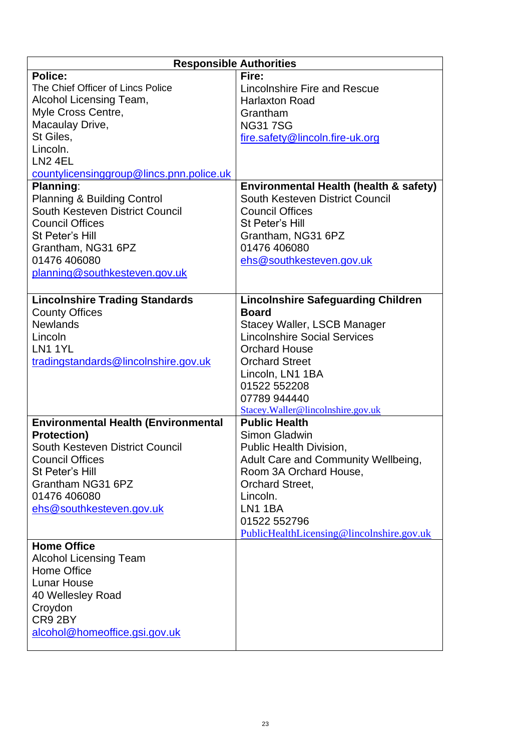| Responsible Authorities | |
|---|---|
| **Police:**<br>The Chief Officer of Lincs Police<br>Alcohol Licensing Team,<br>Myle Cross Centre,<br>Macaulay Drive,<br>St Giles,<br>Lincoln.<br>LN2 4EL<br>countylicensinggroup@lincs.pnn.police.uk | **Fire:**<br>Lincolnshire Fire and Rescue<br>Harlaxton Road<br>Grantham<br>NG31 7SG<br>fire.safety@lincoln.fire-uk.org |
| **Planning**:<br>Planning & Building Control<br>South Kesteven District Council<br>Council Offices<br>St Peter's Hill<br>Grantham, NG31 6PZ<br>01476 406080<br>planning@southkesteven.gov.uk | **Environmental Health (health & safety)**<br>South Kesteven District Council<br>Council Offices<br>St Peter's Hill<br>Grantham, NG31 6PZ<br>01476 406080<br>ehs@southkesteven.gov.uk |
| **Lincolnshire Trading Standards**<br>County Offices<br>Newlands<br>Lincoln<br>LN1 1YL<br>tradingstandards@lincolnshire.gov.uk | **Lincolnshire Safeguarding Children Board**<br>Stacey Waller, LSCB Manager<br>Lincolnshire Social Services<br>Orchard House<br>Orchard Street<br>Lincoln, LN1 1BA<br>01522 552208<br>07789 944440<br>Stacey.Waller@lincolnshire.gov.uk |
| **Environmental Health (Environmental Protection)**<br>South Kesteven District Council<br>Council Offices<br>St Peter's Hill<br>Grantham NG31 6PZ<br>01476 406080<br>ehs@southkesteven.gov.uk | **Public Health**<br>Simon Gladwin<br>Public Health Division,<br>Adult Care and Community Wellbeing,<br>Room 3A Orchard House,<br>Orchard Street,<br>Lincoln.<br>LN1 1BA<br>01522 552796<br>PublicHealthLicensing@lincolnshire.gov.uk |
| **Home Office**<br>Alcohol Licensing Team<br>Home Office<br>Lunar House<br>40 Wellesley Road<br>Croydon<br>CR9 2BY<br>alcohol@homeoffice.gsi.gov.uk | |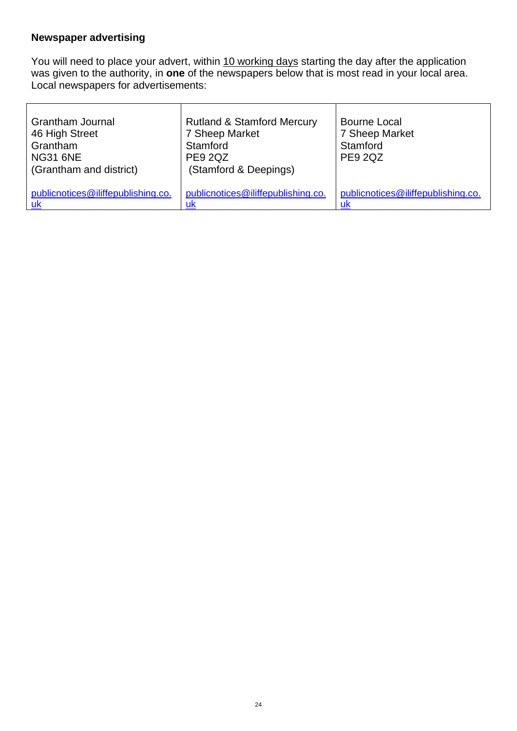**Newspaper advertising**

You will need to place your advert, within 10 working days starting the day after the application was given to the authority, in **one** of the newspapers below that is most read in your local area. Local newspapers for advertisements:

| | | |
|---|---|---|
| Grantham Journal<br>46 High Street<br>Grantham<br>NG31 6NE<br>(Grantham and district)<br><br>publicnotices@iliffepublishing.co.uk | Rutland & Stamford Mercury<br>7 Sheep Market<br>Stamford<br>PE9 2QZ<br>(Stamford & Deepings)<br><br>publicnotices@iliffepublishing.co.uk | Bourne Local<br>7 Sheep Market<br>Stamford<br>PE9 2QZ<br><br>publicnotices@iliffepublishing.co.uk |